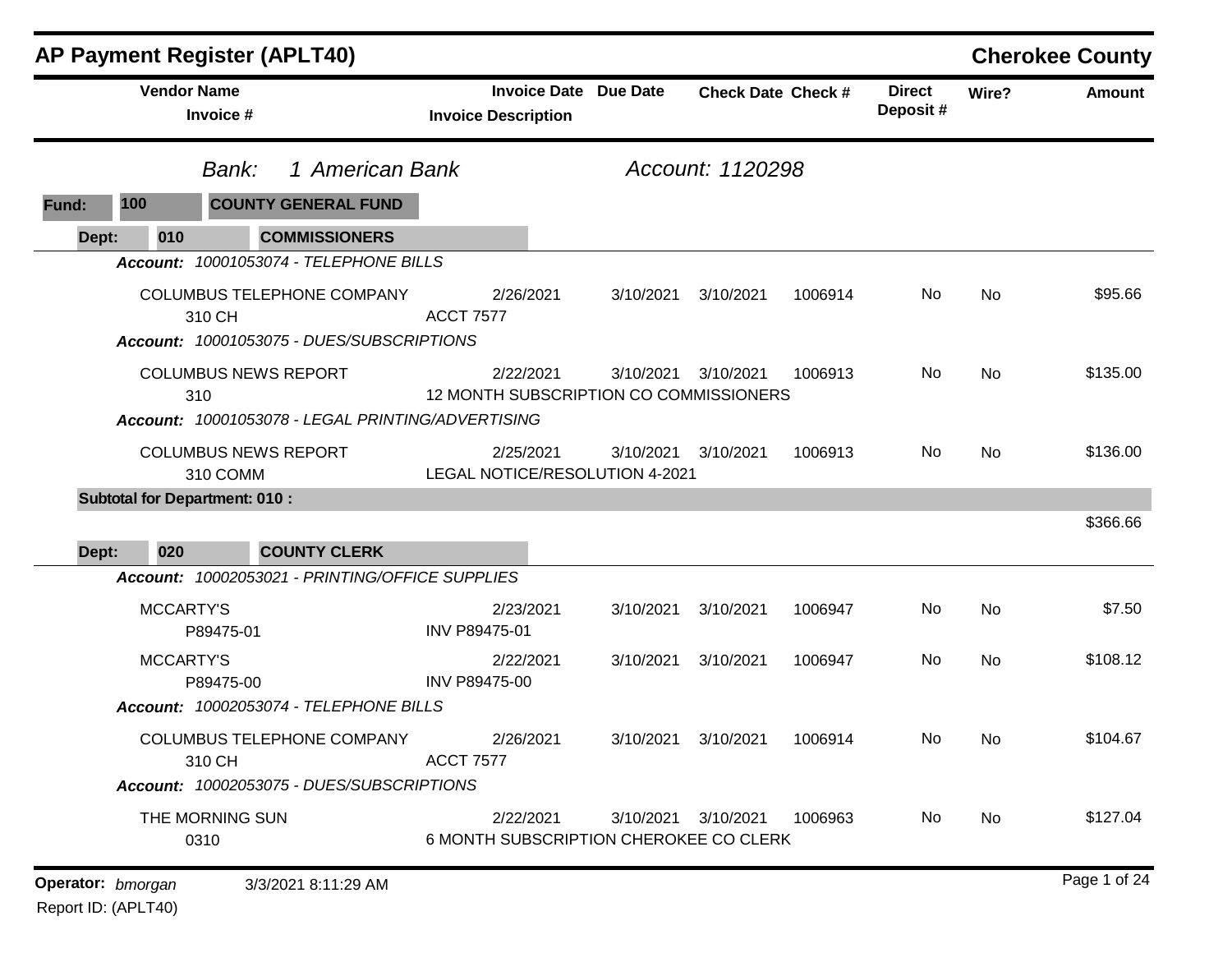# AP Payment Register (APLT40)

## Cherokee County

**Bank:** 1 American Bank — **Account:** 1120298

**Fund:** 100 COUNTY GENERAL FUND

### Dept: 010 COMMISSIONERS

| Vendor Name / Invoice # | Invoice Date / Invoice Description | Due Date | Check Date | Check # | Direct Deposit # | Wire? | Amount |
|---|---|---|---|---|---|---|---|
| ***Account: 10001053074 - TELEPHONE BILLS*** | | | | | | | |
| COLUMBUS TELEPHONE COMPANY<br>310 CH | 2/26/2021<br>ACCT 7577 | 3/10/2021 | 3/10/2021 | 1006914 | No | No | $95.66 |
| ***Account: 10001053075 - DUES/SUBSCRIPTIONS*** | | | | | | | |
| COLUMBUS NEWS REPORT<br>310 | 2/22/2021<br>12 MONTH SUBSCRIPTION CO COMMISSIONERS | 3/10/2021 | 3/10/2021 | 1006913 | No | No | $135.00 |
| ***Account: 10001053078 - LEGAL PRINTING/ADVERTISING*** | | | | | | | |
| COLUMBUS NEWS REPORT<br>310 COMM | 2/25/2021<br>LEGAL NOTICE/RESOLUTION 4-2021 | 3/10/2021 | 3/10/2021 | 1006913 | No | No | $136.00 |
| **Subtotal for Department: 010 :** | | | | | | | $366.66 |

### Dept: 020 COUNTY CLERK

| Vendor Name / Invoice # | Invoice Date / Invoice Description | Due Date | Check Date | Check # | Direct Deposit # | Wire? | Amount |
|---|---|---|---|---|---|---|---|
| ***Account: 10002053021 - PRINTING/OFFICE SUPPLIES*** | | | | | | | |
| MCCARTY'S<br>P89475-01 | 2/23/2021<br>INV P89475-01 | 3/10/2021 | 3/10/2021 | 1006947 | No | No | $7.50 |
| MCCARTY'S<br>P89475-00 | 2/22/2021<br>INV P89475-00 | 3/10/2021 | 3/10/2021 | 1006947 | No | No | $108.12 |
| ***Account: 10002053074 - TELEPHONE BILLS*** | | | | | | | |
| COLUMBUS TELEPHONE COMPANY<br>310 CH | 2/26/2021<br>ACCT 7577 | 3/10/2021 | 3/10/2021 | 1006914 | No | No | $104.67 |
| ***Account: 10002053075 - DUES/SUBSCRIPTIONS*** | | | | | | | |
| THE MORNING SUN<br>0310 | 2/22/2021<br>6 MONTH SUBSCRIPTION CHEROKEE CO CLERK | 3/10/2021 | 3/10/2021 | 1006963 | No | No | $127.04 |

**Operator:** *bmorgan* 3/3/2021 8:11:29 AM

Report ID: (APLT40)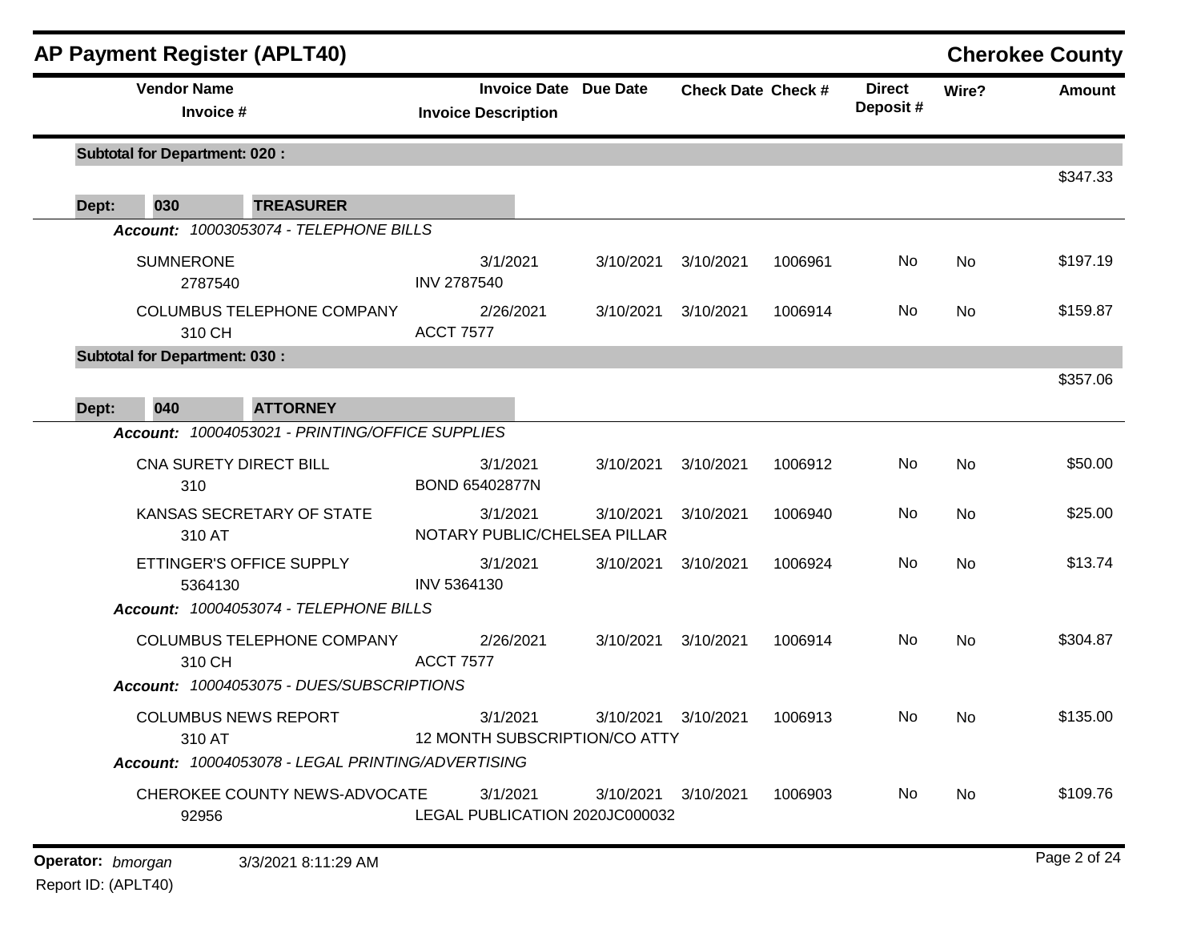## AP Payment Register (APLT40)

**Cherokee County**

| Vendor Name / Invoice # | Invoice Date / Invoice Description | Due Date | Check Date | Check # | Direct Deposit # | Wire? | Amount |
|---|---|---|---|---|---|---|---|
| **Subtotal for Department: 020 :** | | | | | | | $347.33 |
| **Dept: 030 TREASURER** | | | | | | | |
| *Account: 10003053074 - TELEPHONE BILLS* | | | | | | | |
| SUMNERONE<br>2787540 | 3/1/2021<br>INV 2787540 | 3/10/2021 | 3/10/2021 | 1006961 | No | No | $197.19 |
| COLUMBUS TELEPHONE COMPANY<br>310 CH | 2/26/2021<br>ACCT 7577 | 3/10/2021 | 3/10/2021 | 1006914 | No | No | $159.87 |
| **Subtotal for Department: 030 :** | | | | | | | $357.06 |
| **Dept: 040 ATTORNEY** | | | | | | | |
| *Account: 10004053021 - PRINTING/OFFICE SUPPLIES* | | | | | | | |
| CNA SURETY DIRECT BILL<br>310 | 3/1/2021<br>BOND 65402877N | 3/10/2021 | 3/10/2021 | 1006912 | No | No | $50.00 |
| KANSAS SECRETARY OF STATE<br>310 AT | 3/1/2021<br>NOTARY PUBLIC/CHELSEA PILLAR | 3/10/2021 | 3/10/2021 | 1006940 | No | No | $25.00 |
| ETTINGER'S OFFICE SUPPLY<br>5364130 | 3/1/2021<br>INV 5364130 | 3/10/2021 | 3/10/2021 | 1006924 | No | No | $13.74 |
| *Account: 10004053074 - TELEPHONE BILLS* | | | | | | | |
| COLUMBUS TELEPHONE COMPANY<br>310 CH | 2/26/2021<br>ACCT 7577 | 3/10/2021 | 3/10/2021 | 1006914 | No | No | $304.87 |
| *Account: 10004053075 - DUES/SUBSCRIPTIONS* | | | | | | | |
| COLUMBUS NEWS REPORT<br>310 AT | 3/1/2021<br>12 MONTH SUBSCRIPTION/CO ATTY | 3/10/2021 | 3/10/2021 | 1006913 | No | No | $135.00 |
| *Account: 10004053078 - LEGAL PRINTING/ADVERTISING* | | | | | | | |
| CHEROKEE COUNTY NEWS-ADVOCATE<br>92956 | 3/1/2021<br>LEGAL PUBLICATION 2020JC000032 | 3/10/2021 | 3/10/2021 | 1006903 | No | No | $109.76 |

**Operator:** *bmorgan* 3/3/2021 8:11:29 AM

Report ID: (APLT40)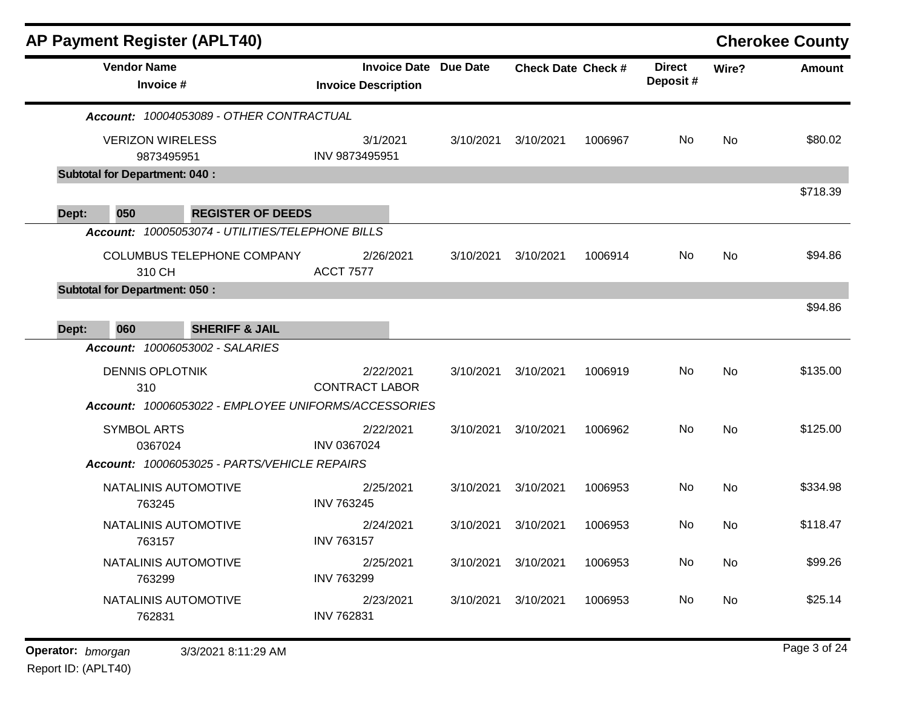## AP Payment Register (APLT40)

**Cherokee County**

| Vendor Name / Invoice # | Invoice Date / Invoice Description | Due Date | Check Date | Check # | Direct Deposit # | Wire? | Amount |
|---|---|---|---|---|---|---|---|
| ***Account:** 10004053089 - OTHER CONTRACTUAL* | | | | | | | |
| VERIZON WIRELESS<br>9873495951 | 3/1/2021<br>INV 9873495951 | 3/10/2021 | 3/10/2021 | 1006967 | No | No | $80.02 |
| **Subtotal for Department: 040 :** | | | | | | | $718.39 |
| **Dept: 050 REGISTER OF DEEDS** | | | | | | | |
| ***Account:** 10005053074 - UTILITIES/TELEPHONE BILLS* | | | | | | | |
| COLUMBUS TELEPHONE COMPANY<br>310 CH | 2/26/2021<br>ACCT 7577 | 3/10/2021 | 3/10/2021 | 1006914 | No | No | $94.86 |
| **Subtotal for Department: 050 :** | | | | | | | $94.86 |
| **Dept: 060 SHERIFF & JAIL** | | | | | | | |
| ***Account:** 10006053002 - SALARIES* | | | | | | | |
| DENNIS OPLOTNIK<br>310 | 2/22/2021<br>CONTRACT LABOR | 3/10/2021 | 3/10/2021 | 1006919 | No | No | $135.00 |
| ***Account:** 10006053022 - EMPLOYEE UNIFORMS/ACCESSORIES* | | | | | | | |
| SYMBOL ARTS<br>0367024 | 2/22/2021<br>INV 0367024 | 3/10/2021 | 3/10/2021 | 1006962 | No | No | $125.00 |
| ***Account:** 10006053025 - PARTS/VEHICLE REPAIRS* | | | | | | | |
| NATALINIS AUTOMOTIVE<br>763245 | 2/25/2021<br>INV 763245 | 3/10/2021 | 3/10/2021 | 1006953 | No | No | $334.98 |
| NATALINIS AUTOMOTIVE<br>763157 | 2/24/2021<br>INV 763157 | 3/10/2021 | 3/10/2021 | 1006953 | No | No | $118.47 |
| NATALINIS AUTOMOTIVE<br>763299 | 2/25/2021<br>INV 763299 | 3/10/2021 | 3/10/2021 | 1006953 | No | No | $99.26 |
| NATALINIS AUTOMOTIVE<br>762831 | 2/23/2021<br>INV 762831 | 3/10/2021 | 3/10/2021 | 1006953 | No | No | $25.14 |

**Operator:** *bmorgan* 3/3/2021 8:11:29 AM
Report ID: (APLT40)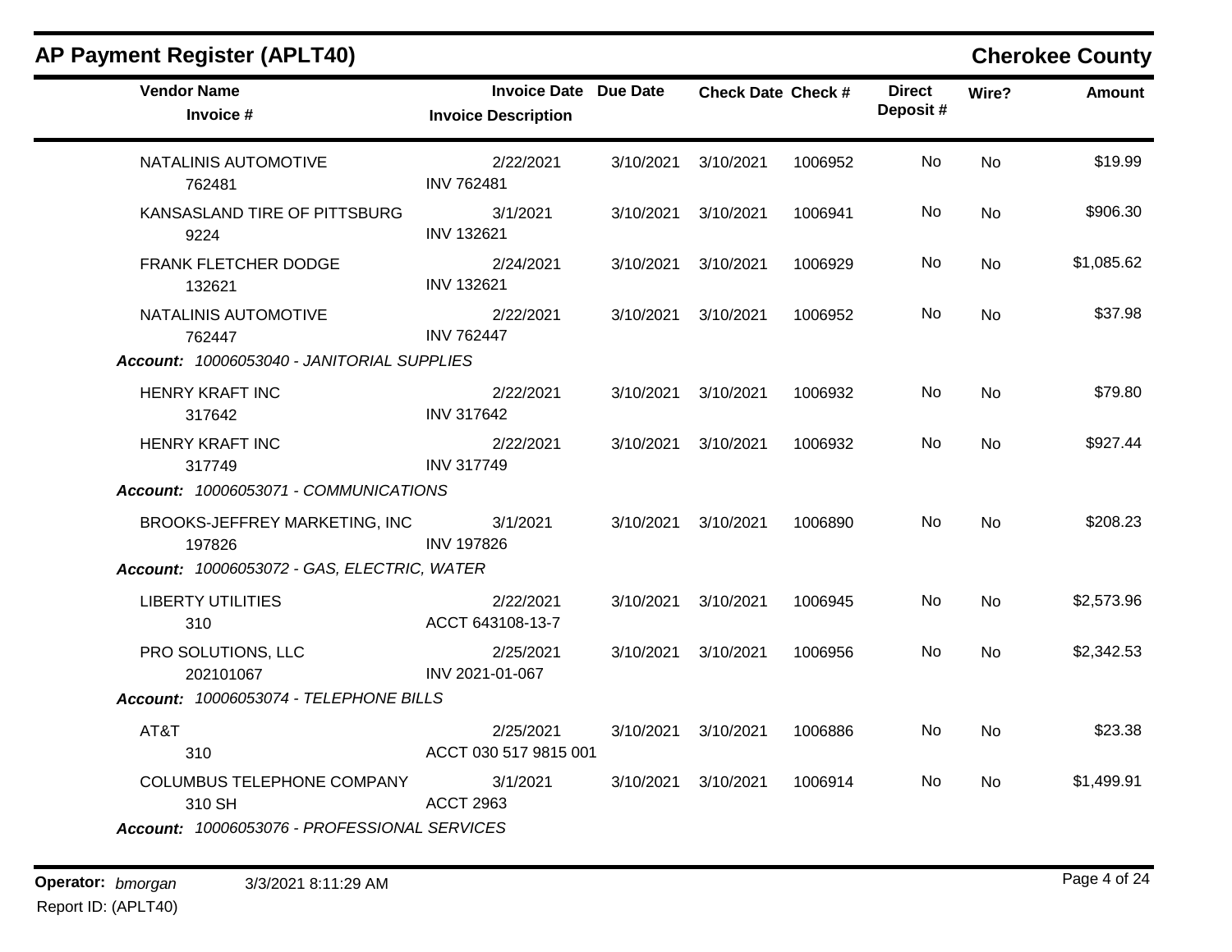## AP Payment Register (APLT40)

**Cherokee County**

| Vendor Name / Invoice # | Invoice Date / Invoice Description | Due Date | Check Date | Check # | Direct Deposit # | Wire? | Amount |
|---|---|---|---|---|---|---|---|
| NATALINIS AUTOMOTIVE<br>762481 | 2/22/2021<br>INV 762481 | 3/10/2021 | 3/10/2021 | 1006952 | No | No | $19.99 |
| KANSASLAND TIRE OF PITTSBURG<br>9224 | 3/1/2021<br>INV 132621 | 3/10/2021 | 3/10/2021 | 1006941 | No | No | $906.30 |
| FRANK FLETCHER DODGE<br>132621 | 2/24/2021<br>INV 132621 | 3/10/2021 | 3/10/2021 | 1006929 | No | No | $1,085.62 |
| NATALINIS AUTOMOTIVE<br>762447 | 2/22/2021<br>INV 762447 | 3/10/2021 | 3/10/2021 | 1006952 | No | No | $37.98 |
| ***Account:* 10006053040 - JANITORIAL SUPPLIES** | | | | | | | |
| HENRY KRAFT INC<br>317642 | 2/22/2021<br>INV 317642 | 3/10/2021 | 3/10/2021 | 1006932 | No | No | $79.80 |
| HENRY KRAFT INC<br>317749 | 2/22/2021<br>INV 317749 | 3/10/2021 | 3/10/2021 | 1006932 | No | No | $927.44 |
| ***Account:* 10006053071 - COMMUNICATIONS** | | | | | | | |
| BROOKS-JEFFREY MARKETING, INC<br>197826 | 3/1/2021<br>INV 197826 | 3/10/2021 | 3/10/2021 | 1006890 | No | No | $208.23 |
| ***Account:* 10006053072 - GAS, ELECTRIC, WATER** | | | | | | | |
| LIBERTY UTILITIES<br>310 | 2/22/2021<br>ACCT 643108-13-7 | 3/10/2021 | 3/10/2021 | 1006945 | No | No | $2,573.96 |
| PRO SOLUTIONS, LLC<br>202101067 | 2/25/2021<br>INV 2021-01-067 | 3/10/2021 | 3/10/2021 | 1006956 | No | No | $2,342.53 |
| ***Account:* 10006053074 - TELEPHONE BILLS** | | | | | | | |
| AT&T<br>310 | 2/25/2021<br>ACCT 030 517 9815 001 | 3/10/2021 | 3/10/2021 | 1006886 | No | No | $23.38 |
| COLUMBUS TELEPHONE COMPANY<br>310 SH | 3/1/2021<br>ACCT 2963 | 3/10/2021 | 3/10/2021 | 1006914 | No | No | $1,499.91 |
| ***Account:* 10006053076 - PROFESSIONAL SERVICES** | | | | | | | |

**Operator:** *bmorgan* 3/3/2021 8:11:29 AM

Report ID: (APLT40)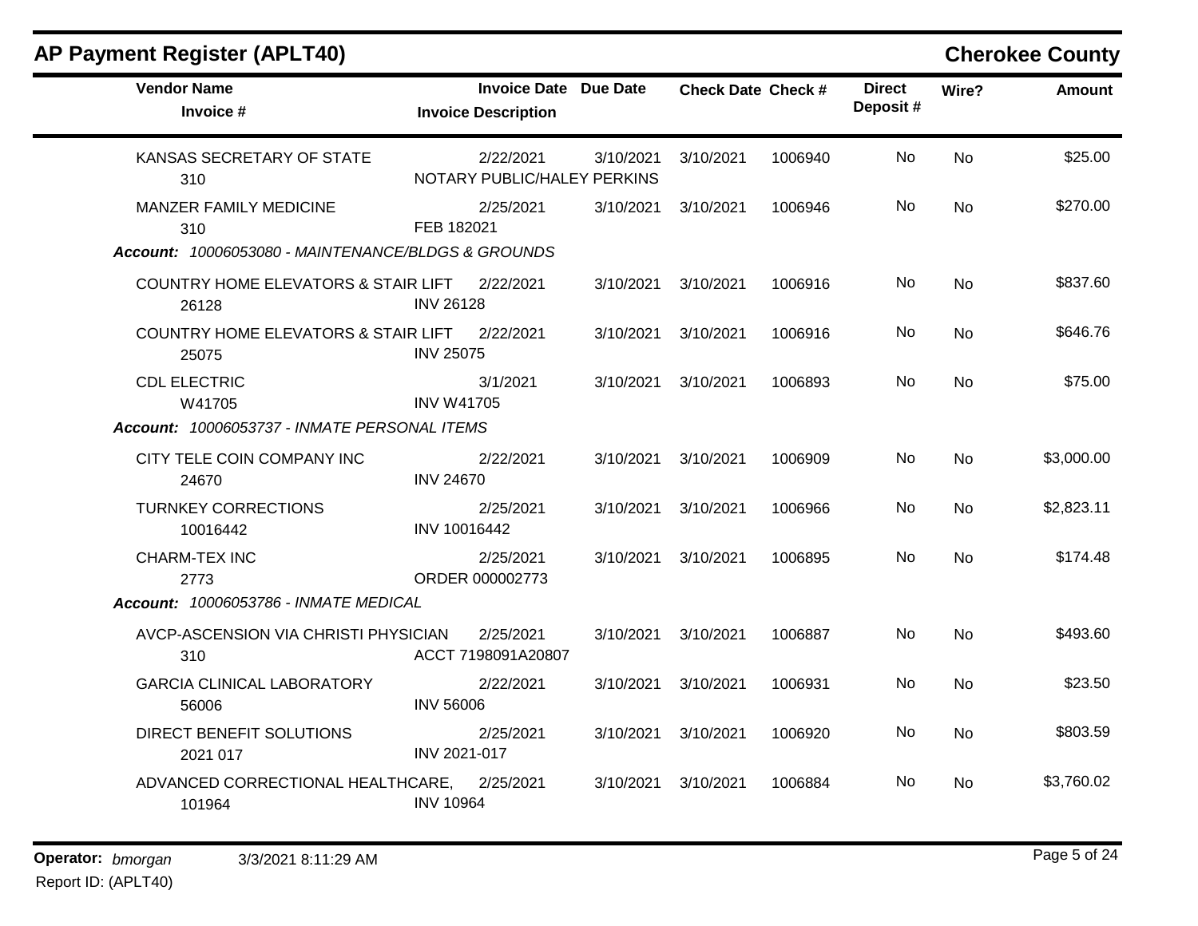## AP Payment Register (APLT40)

**Cherokee County**

| Vendor Name / Invoice # | Invoice Date / Invoice Description | Due Date | Check Date | Check # | Direct Deposit # | Wire? | Amount |
|---|---|---|---|---|---|---|---|
| KANSAS SECRETARY OF STATE<br>310 | 2/22/2021<br>NOTARY PUBLIC/HALEY PERKINS | 3/10/2021 | 3/10/2021 | 1006940 | No | No | $25.00 |
| MANZER FAMILY MEDICINE<br>310 | 2/25/2021<br>FEB 182021 | 3/10/2021 | 3/10/2021 | 1006946 | No | No | $270.00 |
| ***Account:** 10006053080 - MAINTENANCE/BLDGS & GROUNDS* | | | | | | | |
| COUNTRY HOME ELEVATORS & STAIR LIFT<br>26128 | 2/22/2021<br>INV 26128 | 3/10/2021 | 3/10/2021 | 1006916 | No | No | $837.60 |
| COUNTRY HOME ELEVATORS & STAIR LIFT<br>25075 | 2/22/2021<br>INV 25075 | 3/10/2021 | 3/10/2021 | 1006916 | No | No | $646.76 |
| CDL ELECTRIC<br>W41705 | 3/1/2021<br>INV W41705 | 3/10/2021 | 3/10/2021 | 1006893 | No | No | $75.00 |
| ***Account:** 10006053737 - INMATE PERSONAL ITEMS* | | | | | | | |
| CITY TELE COIN COMPANY INC<br>24670 | 2/22/2021<br>INV 24670 | 3/10/2021 | 3/10/2021 | 1006909 | No | No | $3,000.00 |
| TURNKEY CORRECTIONS<br>10016442 | 2/25/2021<br>INV 10016442 | 3/10/2021 | 3/10/2021 | 1006966 | No | No | $2,823.11 |
| CHARM-TEX INC<br>2773 | 2/25/2021<br>ORDER 000002773 | 3/10/2021 | 3/10/2021 | 1006895 | No | No | $174.48 |
| ***Account:** 10006053786 - INMATE MEDICAL* | | | | | | | |
| AVCP-ASCENSION VIA CHRISTI PHYSICIAN<br>310 | 2/25/2021<br>ACCT 7198091A20807 | 3/10/2021 | 3/10/2021 | 1006887 | No | No | $493.60 |
| GARCIA CLINICAL LABORATORY<br>56006 | 2/22/2021<br>INV 56006 | 3/10/2021 | 3/10/2021 | 1006931 | No | No | $23.50 |
| DIRECT BENEFIT SOLUTIONS<br>2021 017 | 2/25/2021<br>INV 2021-017 | 3/10/2021 | 3/10/2021 | 1006920 | No | No | $803.59 |
| ADVANCED CORRECTIONAL HEALTHCARE,<br>101964 | 2/25/2021<br>INV 10964 | 3/10/2021 | 3/10/2021 | 1006884 | No | No | $3,760.02 |

**Operator:** *bmorgan* 3/3/2021 8:11:29 AM
Report ID: (APLT40)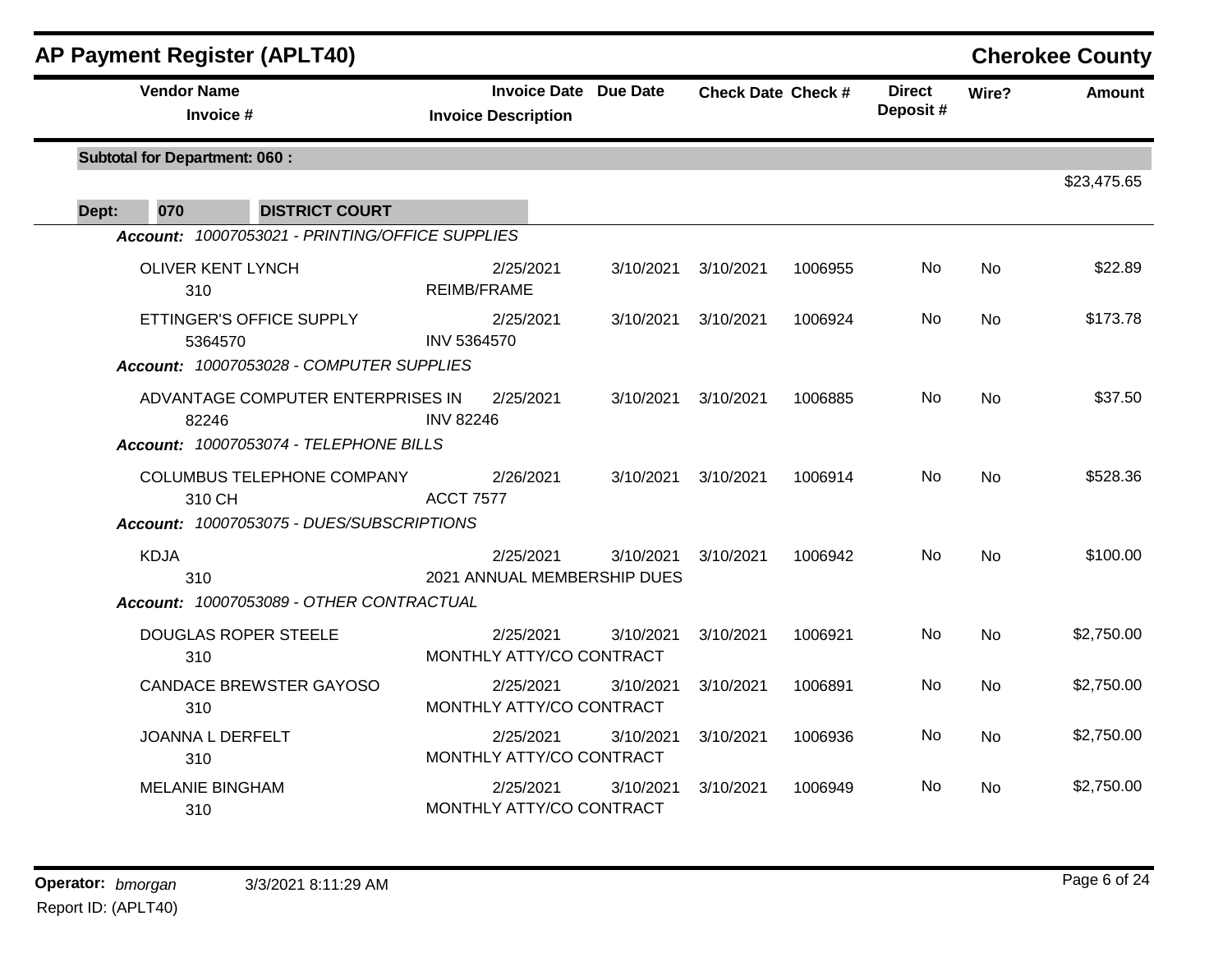## AP Payment Register (APLT40) — Cherokee County

| Vendor Name / Invoice # | Invoice Date / Invoice Description | Due Date | Check Date | Check # | Direct Deposit # | Wire? | Amount |
|---|---|---|---|---|---|---|---|
| **Subtotal for Department: 060 :** | | | | | | | $23,475.65 |
| **Dept: 070 DISTRICT COURT** | | | | | | | |
| ***Account: 10007053021 - PRINTING/OFFICE SUPPLIES*** | | | | | | | |
| OLIVER KENT LYNCH<br>310 | 2/25/2021<br>REIMB/FRAME | 3/10/2021 | 3/10/2021 | 1006955 | No | No | $22.89 |
| ETTINGER'S OFFICE SUPPLY<br>5364570 | 2/25/2021<br>INV 5364570 | 3/10/2021 | 3/10/2021 | 1006924 | No | No | $173.78 |
| ***Account: 10007053028 - COMPUTER SUPPLIES*** | | | | | | | |
| ADVANTAGE COMPUTER ENTERPRISES IN<br>82246 | 2/25/2021<br>INV 82246 | 3/10/2021 | 3/10/2021 | 1006885 | No | No | $37.50 |
| ***Account: 10007053074 - TELEPHONE BILLS*** | | | | | | | |
| COLUMBUS TELEPHONE COMPANY<br>310 CH | 2/26/2021<br>ACCT 7577 | 3/10/2021 | 3/10/2021 | 1006914 | No | No | $528.36 |
| ***Account: 10007053075 - DUES/SUBSCRIPTIONS*** | | | | | | | |
| KDJA<br>310 | 2/25/2021<br>2021 ANNUAL MEMBERSHIP DUES | 3/10/2021 | 3/10/2021 | 1006942 | No | No | $100.00 |
| ***Account: 10007053089 - OTHER CONTRACTUAL*** | | | | | | | |
| DOUGLAS ROPER STEELE<br>310 | 2/25/2021<br>MONTHLY ATTY/CO CONTRACT | 3/10/2021 | 3/10/2021 | 1006921 | No | No | $2,750.00 |
| CANDACE BREWSTER GAYOSO<br>310 | 2/25/2021<br>MONTHLY ATTY/CO CONTRACT | 3/10/2021 | 3/10/2021 | 1006891 | No | No | $2,750.00 |
| JOANNA L DERFELT<br>310 | 2/25/2021<br>MONTHLY ATTY/CO CONTRACT | 3/10/2021 | 3/10/2021 | 1006936 | No | No | $2,750.00 |
| MELANIE BINGHAM<br>310 | 2/25/2021<br>MONTHLY ATTY/CO CONTRACT | 3/10/2021 | 3/10/2021 | 1006949 | No | No | $2,750.00 |

**Operator:** *bmorgan* 3/3/2021 8:11:29 AM
Report ID: (APLT40)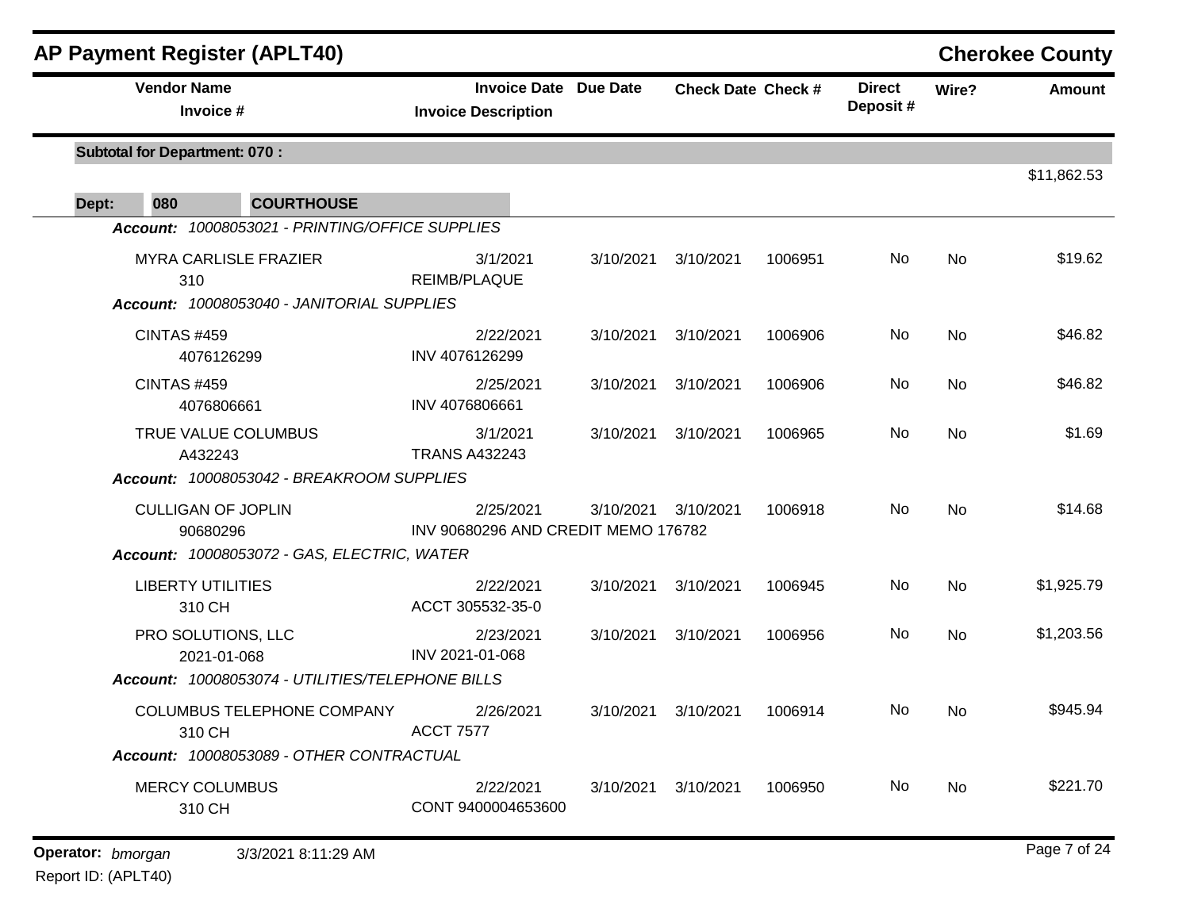# AP Payment Register (APLT40)

**Cherokee County**

| Vendor Name / Invoice # | Invoice Date / Invoice Description | Due Date | Check Date | Check # | Direct Deposit # | Wire? | Amount |
|---|---|---|---|---|---|---|---|
| **Subtotal for Department: 070 :** | | | | | | | $11,862.53 |
| **Dept: 080 COURTHOUSE** | | | | | | | |
| ***Account: 10008053021 - PRINTING/OFFICE SUPPLIES*** | | | | | | | |
| MYRA CARLISLE FRAZIER<br>310 | 3/1/2021<br>REIMB/PLAQUE | 3/10/2021 | 3/10/2021 | 1006951 | No | No | $19.62 |
| ***Account: 10008053040 - JANITORIAL SUPPLIES*** | | | | | | | |
| CINTAS #459<br>4076126299 | 2/22/2021<br>INV 4076126299 | 3/10/2021 | 3/10/2021 | 1006906 | No | No | $46.82 |
| CINTAS #459<br>4076806661 | 2/25/2021<br>INV 4076806661 | 3/10/2021 | 3/10/2021 | 1006906 | No | No | $46.82 |
| TRUE VALUE COLUMBUS<br>A432243 | 3/1/2021<br>TRANS A432243 | 3/10/2021 | 3/10/2021 | 1006965 | No | No | $1.69 |
| ***Account: 10008053042 - BREAKROOM SUPPLIES*** | | | | | | | |
| CULLIGAN OF JOPLIN<br>90680296 | 2/25/2021<br>INV 90680296 AND CREDIT MEMO 176782 | 3/10/2021 | 3/10/2021 | 1006918 | No | No | $14.68 |
| ***Account: 10008053072 - GAS, ELECTRIC, WATER*** | | | | | | | |
| LIBERTY UTILITIES<br>310 CH | 2/22/2021<br>ACCT 305532-35-0 | 3/10/2021 | 3/10/2021 | 1006945 | No | No | $1,925.79 |
| PRO SOLUTIONS, LLC<br>2021-01-068 | 2/23/2021<br>INV 2021-01-068 | 3/10/2021 | 3/10/2021 | 1006956 | No | No | $1,203.56 |
| ***Account: 10008053074 - UTILITIES/TELEPHONE BILLS*** | | | | | | | |
| COLUMBUS TELEPHONE COMPANY<br>310 CH | 2/26/2021<br>ACCT 7577 | 3/10/2021 | 3/10/2021 | 1006914 | No | No | $945.94 |
| ***Account: 10008053089 - OTHER CONTRACTUAL*** | | | | | | | |
| MERCY COLUMBUS<br>310 CH | 2/22/2021<br>CONT 9400004653600 | 3/10/2021 | 3/10/2021 | 1006950 | No | No | $221.70 |

**Operator:** *bmorgan* 3/3/2021 8:11:29 AM
Report ID: (APLT40)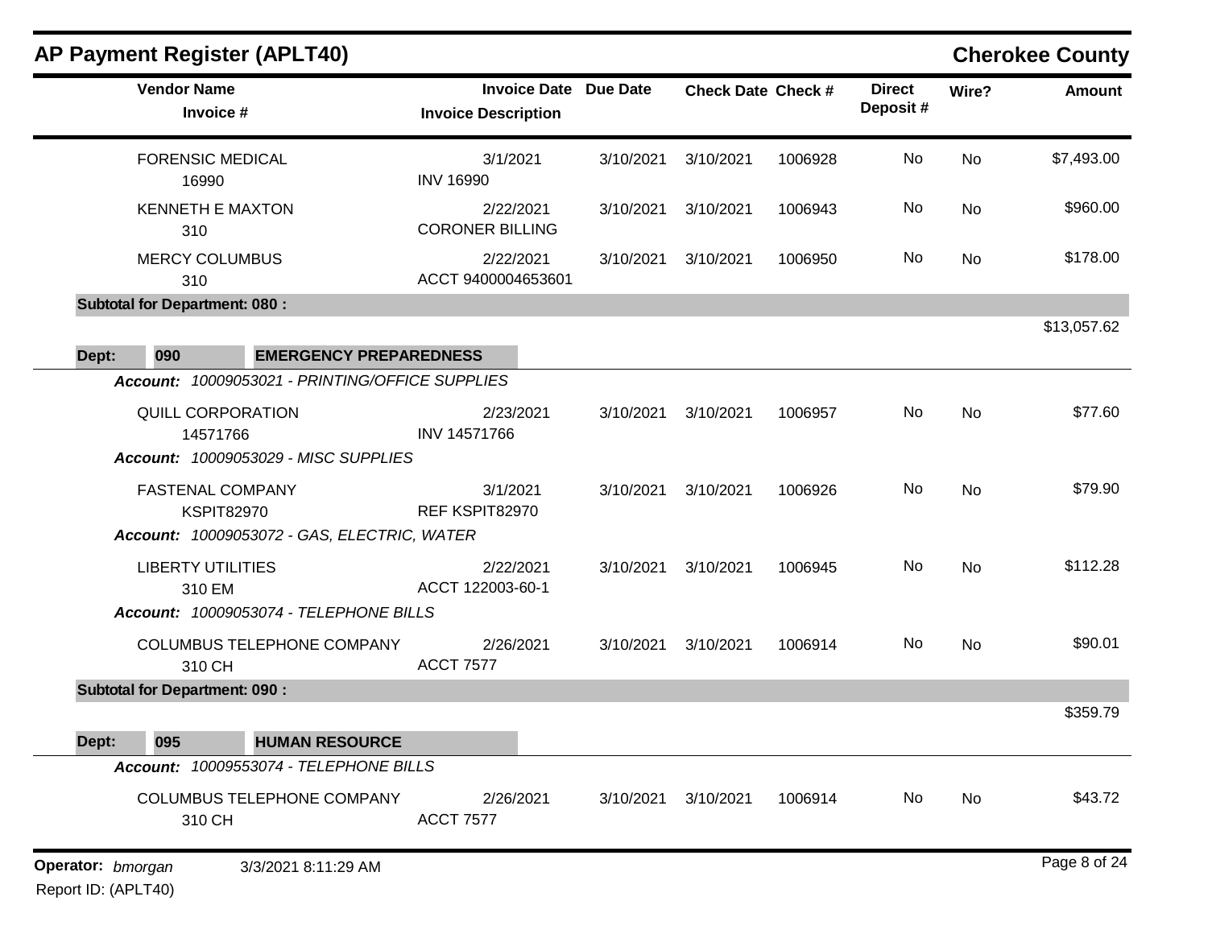## AP Payment Register (APLT40)

**Cherokee County**

| Vendor Name / Invoice # | Invoice Date / Invoice Description | Due Date | Check Date | Check # | Direct Deposit # | Wire? | Amount |
|---|---|---|---|---|---|---|---|
| FORENSIC MEDICAL<br>16990 | 3/1/2021<br>INV 16990 | 3/10/2021 | 3/10/2021 | 1006928 | No | No | $7,493.00 |
| KENNETH E MAXTON<br>310 | 2/22/2021<br>CORONER BILLING | 3/10/2021 | 3/10/2021 | 1006943 | No | No | $960.00 |
| MERCY COLUMBUS<br>310 | 2/22/2021<br>ACCT 9400004653601 | 3/10/2021 | 3/10/2021 | 1006950 | No | No | $178.00 |
| **Subtotal for Department: 080 :** | | | | | | | $13,057.62 |

**Dept: 090 EMERGENCY PREPAREDNESS**

| Vendor Name / Invoice # | Invoice Date / Invoice Description | Due Date | Check Date | Check # | Direct Deposit # | Wire? | Amount |
|---|---|---|---|---|---|---|---|
| ***Account: 10009053021 - PRINTING/OFFICE SUPPLIES*** | | | | | | | |
| QUILL CORPORATION<br>14571766 | 2/23/2021<br>INV 14571766 | 3/10/2021 | 3/10/2021 | 1006957 | No | No | $77.60 |
| ***Account: 10009053029 - MISC SUPPLIES*** | | | | | | | |
| FASTENAL COMPANY<br>KSPIT82970 | 3/1/2021<br>REF KSPIT82970 | 3/10/2021 | 3/10/2021 | 1006926 | No | No | $79.90 |
| ***Account: 10009053072 - GAS, ELECTRIC, WATER*** | | | | | | | |
| LIBERTY UTILITIES<br>310 EM | 2/22/2021<br>ACCT 122003-60-1 | 3/10/2021 | 3/10/2021 | 1006945 | No | No | $112.28 |
| ***Account: 10009053074 - TELEPHONE BILLS*** | | | | | | | |
| COLUMBUS TELEPHONE COMPANY<br>310 CH | 2/26/2021<br>ACCT 7577 | 3/10/2021 | 3/10/2021 | 1006914 | No | No | $90.01 |
| **Subtotal for Department: 090 :** | | | | | | | $359.79 |

**Dept: 095 HUMAN RESOURCE**

| Vendor Name / Invoice # | Invoice Date / Invoice Description | Due Date | Check Date | Check # | Direct Deposit # | Wire? | Amount |
|---|---|---|---|---|---|---|---|
| ***Account: 10009553074 - TELEPHONE BILLS*** | | | | | | | |
| COLUMBUS TELEPHONE COMPANY<br>310 CH | 2/26/2021<br>ACCT 7577 | 3/10/2021 | 3/10/2021 | 1006914 | No | No | $43.72 |

Operator: *bmorgan* 3/3/2021 8:11:29 AM
Report ID: (APLT40)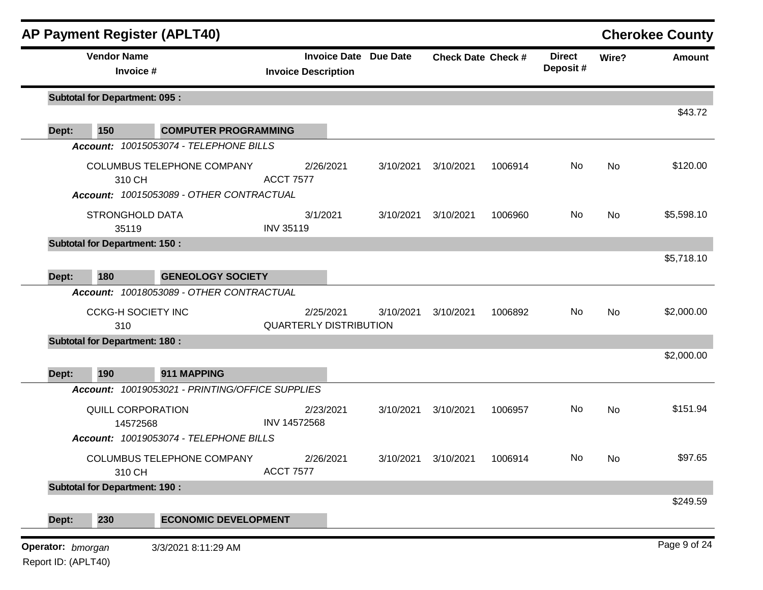# AP Payment Register (APLT40)

**Cherokee County**

| Vendor Name / Invoice # | Invoice Date / Invoice Description | Due Date | Check Date | Check # | Direct Deposit # | Wire? | Amount |
|---|---|---|---|---|---|---|---|
| **Subtotal for Department: 095 :** | | | | | | | $43.72 |
| **Dept: 150 COMPUTER PROGRAMMING** | | | | | | | |
| *Account: 10015053074 - TELEPHONE BILLS* | | | | | | | |
| COLUMBUS TELEPHONE COMPANY<br>310 CH | 2/26/2021<br>ACCT 7577 | 3/10/2021 | 3/10/2021 | 1006914 | No | No | $120.00 |
| *Account: 10015053089 - OTHER CONTRACTUAL* | | | | | | | |
| STRONGHOLD DATA<br>35119 | 3/1/2021<br>INV 35119 | 3/10/2021 | 3/10/2021 | 1006960 | No | No | $5,598.10 |
| **Subtotal for Department: 150 :** | | | | | | | $5,718.10 |
| **Dept: 180 GENEOLOGY SOCIETY** | | | | | | | |
| *Account: 10018053089 - OTHER CONTRACTUAL* | | | | | | | |
| CCKG-H SOCIETY INC<br>310 | 2/25/2021<br>QUARTERLY DISTRIBUTION | 3/10/2021 | 3/10/2021 | 1006892 | No | No | $2,000.00 |
| **Subtotal for Department: 180 :** | | | | | | | $2,000.00 |
| **Dept: 190 911 MAPPING** | | | | | | | |
| *Account: 10019053021 - PRINTING/OFFICE SUPPLIES* | | | | | | | |
| QUILL CORPORATION<br>14572568 | 2/23/2021<br>INV 14572568 | 3/10/2021 | 3/10/2021 | 1006957 | No | No | $151.94 |
| *Account: 10019053074 - TELEPHONE BILLS* | | | | | | | |
| COLUMBUS TELEPHONE COMPANY<br>310 CH | 2/26/2021<br>ACCT 7577 | 3/10/2021 | 3/10/2021 | 1006914 | No | No | $97.65 |
| **Subtotal for Department: 190 :** | | | | | | | $249.59 |
| **Dept: 230 ECONOMIC DEVELOPMENT** | | | | | | | |

**Operator:** *bmorgan* 3/3/2021 8:11:29 AM
Report ID: (APLT40)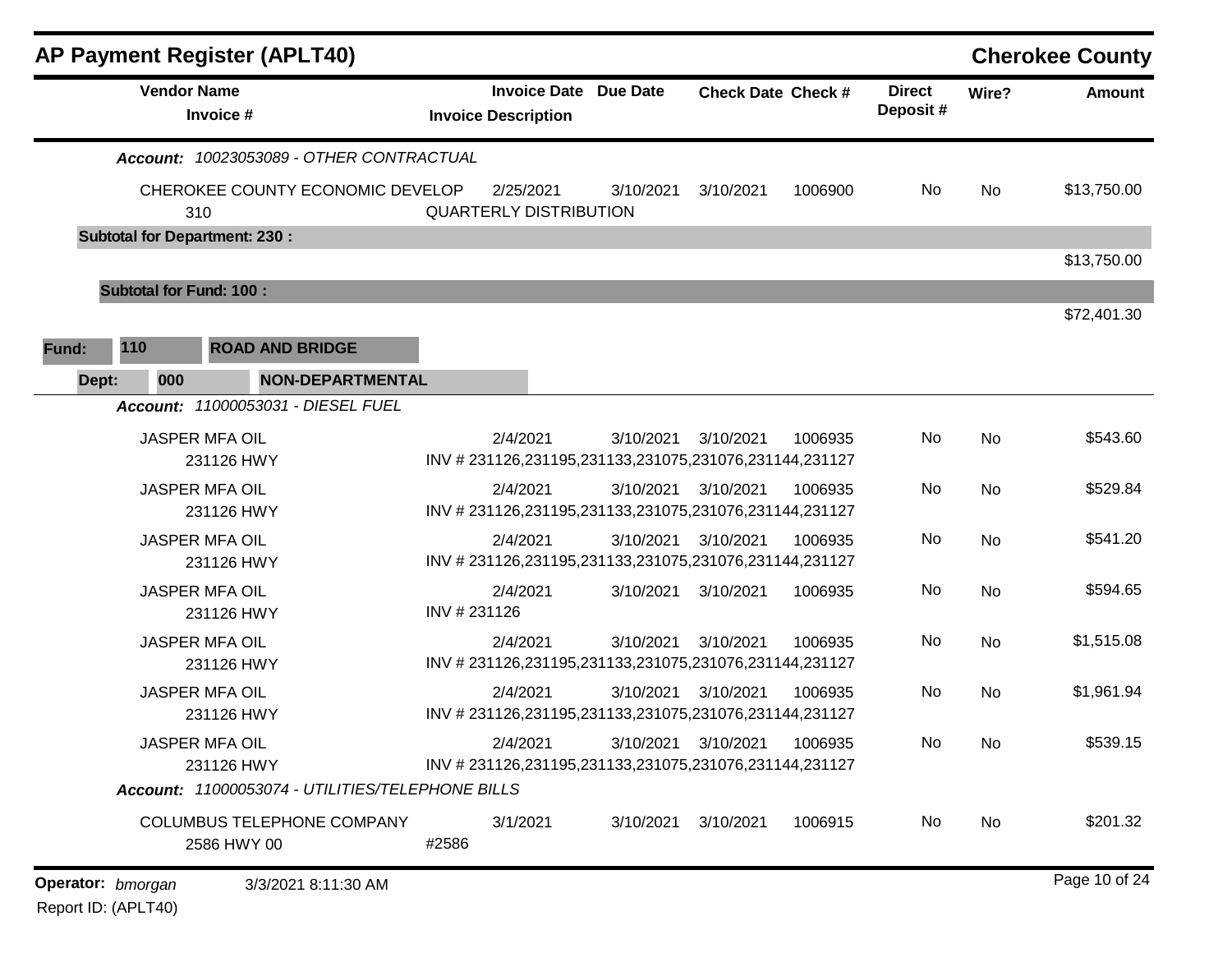## AP Payment Register (APLT40)

**Cherokee County**

| Vendor Name / Invoice # | Invoice Date / Invoice Description | Due Date | Check Date | Check # | Direct Deposit # | Wire? | Amount |
|---|---|---|---|---|---|---|---|
| ***Account:** 10023053089 - OTHER CONTRACTUAL* | | | | | | | |
| CHEROKEE COUNTY ECONOMIC DEVELOP<br>310 | 2/25/2021<br>QUARTERLY DISTRIBUTION | 3/10/2021 | 3/10/2021 | 1006900 | No | No | $13,750.00 |
| **Subtotal for Department: 230 :** | | | | | | | $13,750.00 |
| **Subtotal for Fund: 100 :** | | | | | | | $72,401.30 |
| **Fund: 110 ROAD AND BRIDGE** | | | | | | | |
| **Dept: 000 NON-DEPARTMENTAL** | | | | | | | |
| ***Account:** 11000053031 - DIESEL FUEL* | | | | | | | |
| JASPER MFA OIL<br>231126 HWY | 2/4/2021<br>INV # 231126,231195,231133,231075,231076,231144,231127 | 3/10/2021 | 3/10/2021 | 1006935 | No | No | $543.60 |
| JASPER MFA OIL<br>231126 HWY | 2/4/2021<br>INV # 231126,231195,231133,231075,231076,231144,231127 | 3/10/2021 | 3/10/2021 | 1006935 | No | No | $529.84 |
| JASPER MFA OIL<br>231126 HWY | 2/4/2021<br>INV # 231126,231195,231133,231075,231076,231144,231127 | 3/10/2021 | 3/10/2021 | 1006935 | No | No | $541.20 |
| JASPER MFA OIL<br>231126 HWY | 2/4/2021<br>INV # 231126 | 3/10/2021 | 3/10/2021 | 1006935 | No | No | $594.65 |
| JASPER MFA OIL<br>231126 HWY | 2/4/2021<br>INV # 231126,231195,231133,231075,231076,231144,231127 | 3/10/2021 | 3/10/2021 | 1006935 | No | No | $1,515.08 |
| JASPER MFA OIL<br>231126 HWY | 2/4/2021<br>INV # 231126,231195,231133,231075,231076,231144,231127 | 3/10/2021 | 3/10/2021 | 1006935 | No | No | $1,961.94 |
| JASPER MFA OIL<br>231126 HWY | 2/4/2021<br>INV # 231126,231195,231133,231075,231076,231144,231127 | 3/10/2021 | 3/10/2021 | 1006935 | No | No | $539.15 |
| ***Account:** 11000053074 - UTILITIES/TELEPHONE BILLS* | | | | | | | |
| COLUMBUS TELEPHONE COMPANY<br>2586 HWY 00 | 3/1/2021<br>#2586 | 3/10/2021 | 3/10/2021 | 1006915 | No | No | $201.32 |

Operator: bmorgan 3/3/2021 8:11:30 AM
Report ID: (APLT40)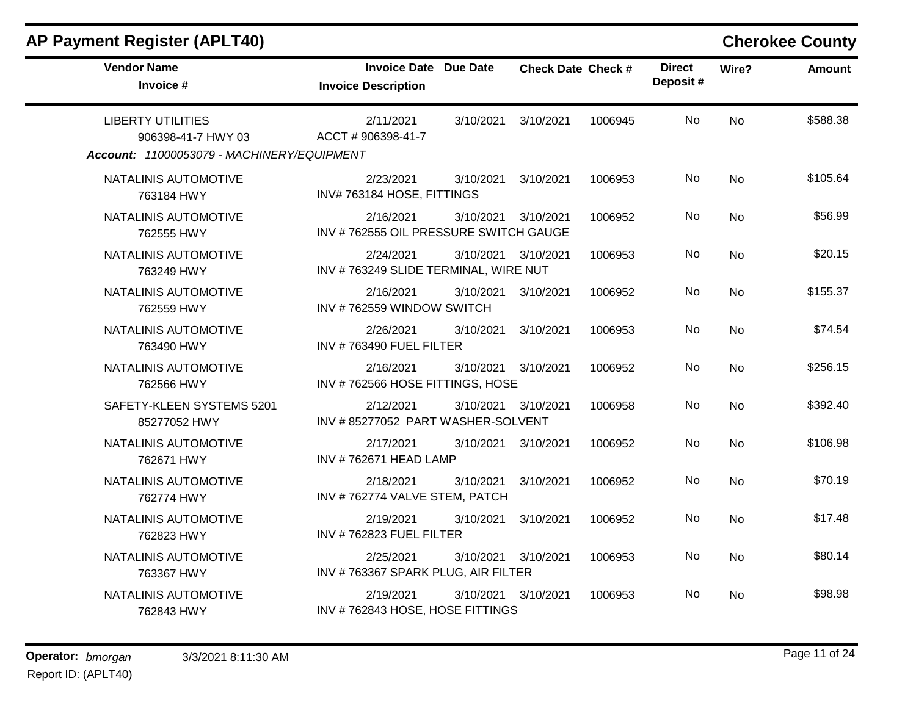## AP Payment Register (APLT40)

## Cherokee County

| Vendor Name / Invoice # | Invoice Date / Invoice Description | Due Date | Check Date | Check # | Direct Deposit # | Wire? | Amount |
|---|---|---|---|---|---|---|---|
| LIBERTY UTILITIES<br>906398-41-7 HWY 03 | 2/11/2021<br>ACCT # 906398-41-7 | 3/10/2021 | 3/10/2021 | 1006945 | No | No | $588.38 |
| ***Account:*** *11000053079 - MACHINERY/EQUIPMENT* | | | | | | | |
| NATALINIS AUTOMOTIVE<br>763184 HWY | 2/23/2021<br>INV# 763184 HOSE, FITTINGS | 3/10/2021 | 3/10/2021 | 1006953 | No | No | $105.64 |
| NATALINIS AUTOMOTIVE<br>762555 HWY | 2/16/2021<br>INV # 762555 OIL PRESSURE SWITCH GAUGE | 3/10/2021 | 3/10/2021 | 1006952 | No | No | $56.99 |
| NATALINIS AUTOMOTIVE<br>763249 HWY | 2/24/2021<br>INV # 763249 SLIDE TERMINAL, WIRE NUT | 3/10/2021 | 3/10/2021 | 1006953 | No | No | $20.15 |
| NATALINIS AUTOMOTIVE<br>762559 HWY | 2/16/2021<br>INV # 762559 WINDOW SWITCH | 3/10/2021 | 3/10/2021 | 1006952 | No | No | $155.37 |
| NATALINIS AUTOMOTIVE<br>763490 HWY | 2/26/2021<br>INV # 763490 FUEL FILTER | 3/10/2021 | 3/10/2021 | 1006953 | No | No | $74.54 |
| NATALINIS AUTOMOTIVE<br>762566 HWY | 2/16/2021<br>INV # 762566 HOSE FITTINGS, HOSE | 3/10/2021 | 3/10/2021 | 1006952 | No | No | $256.15 |
| SAFETY-KLEEN SYSTEMS 5201<br>85277052 HWY | 2/12/2021<br>INV # 85277052 PART WASHER-SOLVENT | 3/10/2021 | 3/10/2021 | 1006958 | No | No | $392.40 |
| NATALINIS AUTOMOTIVE<br>762671 HWY | 2/17/2021<br>INV # 762671 HEAD LAMP | 3/10/2021 | 3/10/2021 | 1006952 | No | No | $106.98 |
| NATALINIS AUTOMOTIVE<br>762774 HWY | 2/18/2021<br>INV # 762774 VALVE STEM, PATCH | 3/10/2021 | 3/10/2021 | 1006952 | No | No | $70.19 |
| NATALINIS AUTOMOTIVE<br>762823 HWY | 2/19/2021<br>INV # 762823 FUEL FILTER | 3/10/2021 | 3/10/2021 | 1006952 | No | No | $17.48 |
| NATALINIS AUTOMOTIVE<br>763367 HWY | 2/25/2021<br>INV # 763367 SPARK PLUG, AIR FILTER | 3/10/2021 | 3/10/2021 | 1006953 | No | No | $80.14 |
| NATALINIS AUTOMOTIVE<br>762843 HWY | 2/19/2021<br>INV # 762843 HOSE, HOSE FITTINGS | 3/10/2021 | 3/10/2021 | 1006953 | No | No | $98.98 |

**Operator:** *bmorgan* 3/3/2021 8:11:30 AM

Report ID: (APLT40)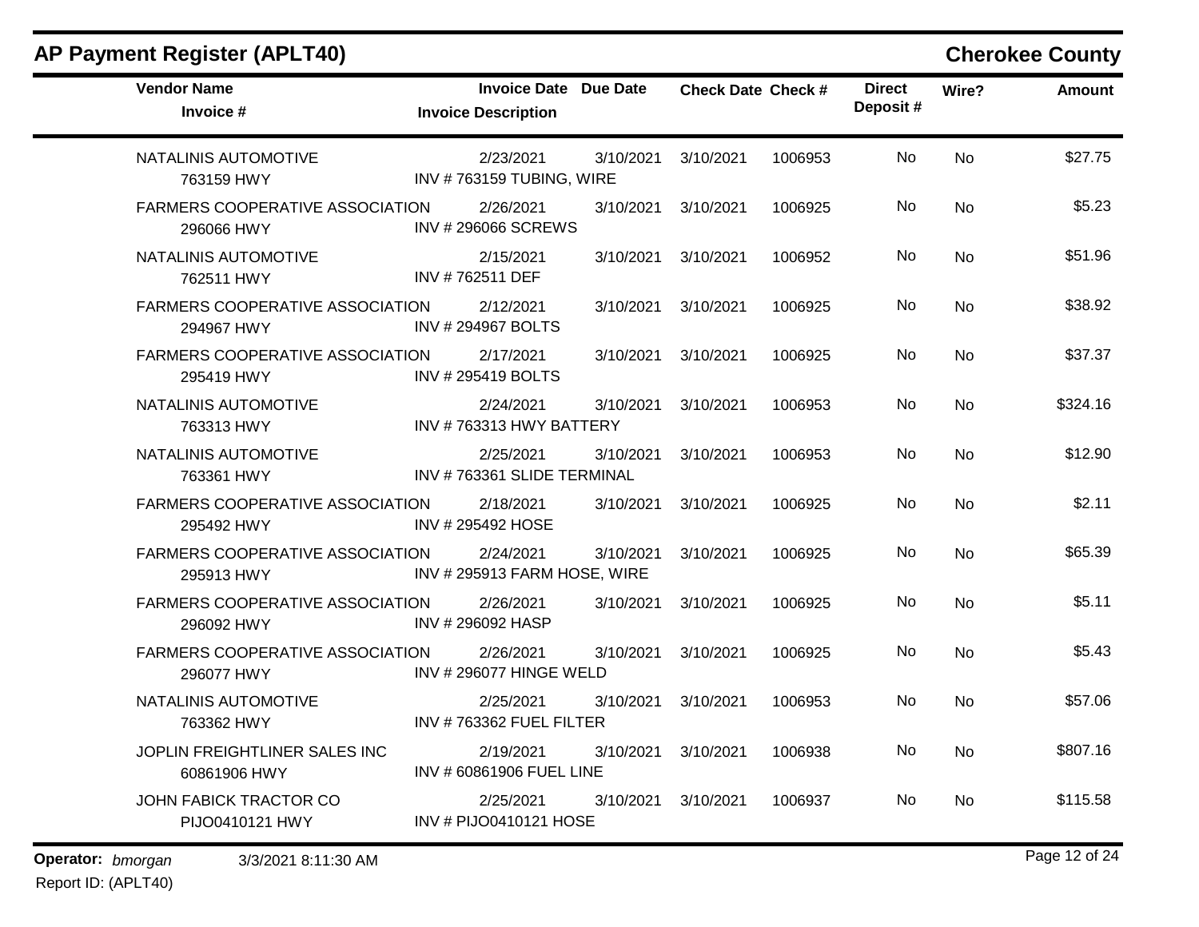## AP Payment Register (APLT40)

**Cherokee County**

| Vendor Name / Invoice # | Invoice Date / Invoice Description | Due Date | Check Date | Check # | Direct Deposit # | Wire? | Amount |
|---|---|---|---|---|---|---|---|
| NATALINIS AUTOMOTIVE<br>763159 HWY | 2/23/2021<br>INV # 763159 TUBING, WIRE | 3/10/2021 | 3/10/2021 | 1006953 | No | No | $27.75 |
| FARMERS COOPERATIVE ASSOCIATION<br>296066 HWY | 2/26/2021<br>INV # 296066 SCREWS | 3/10/2021 | 3/10/2021 | 1006925 | No | No | $5.23 |
| NATALINIS AUTOMOTIVE<br>762511 HWY | 2/15/2021<br>INV # 762511 DEF | 3/10/2021 | 3/10/2021 | 1006952 | No | No | $51.96 |
| FARMERS COOPERATIVE ASSOCIATION<br>294967 HWY | 2/12/2021<br>INV # 294967 BOLTS | 3/10/2021 | 3/10/2021 | 1006925 | No | No | $38.92 |
| FARMERS COOPERATIVE ASSOCIATION<br>295419 HWY | 2/17/2021<br>INV # 295419 BOLTS | 3/10/2021 | 3/10/2021 | 1006925 | No | No | $37.37 |
| NATALINIS AUTOMOTIVE<br>763313 HWY | 2/24/2021<br>INV # 763313 HWY BATTERY | 3/10/2021 | 3/10/2021 | 1006953 | No | No | $324.16 |
| NATALINIS AUTOMOTIVE<br>763361 HWY | 2/25/2021<br>INV # 763361 SLIDE TERMINAL | 3/10/2021 | 3/10/2021 | 1006953 | No | No | $12.90 |
| FARMERS COOPERATIVE ASSOCIATION<br>295492 HWY | 2/18/2021<br>INV # 295492 HOSE | 3/10/2021 | 3/10/2021 | 1006925 | No | No | $2.11 |
| FARMERS COOPERATIVE ASSOCIATION<br>295913 HWY | 2/24/2021<br>INV # 295913 FARM HOSE, WIRE | 3/10/2021 | 3/10/2021 | 1006925 | No | No | $65.39 |
| FARMERS COOPERATIVE ASSOCIATION<br>296092 HWY | 2/26/2021<br>INV # 296092 HASP | 3/10/2021 | 3/10/2021 | 1006925 | No | No | $5.11 |
| FARMERS COOPERATIVE ASSOCIATION<br>296077 HWY | 2/26/2021<br>INV # 296077 HINGE WELD | 3/10/2021 | 3/10/2021 | 1006925 | No | No | $5.43 |
| NATALINIS AUTOMOTIVE<br>763362 HWY | 2/25/2021<br>INV # 763362 FUEL FILTER | 3/10/2021 | 3/10/2021 | 1006953 | No | No | $57.06 |
| JOPLIN FREIGHTLINER SALES INC<br>60861906 HWY | 2/19/2021<br>INV # 60861906 FUEL LINE | 3/10/2021 | 3/10/2021 | 1006938 | No | No | $807.16 |
| JOHN FABICK TRACTOR CO<br>PIJO0410121 HWY | 2/25/2021<br>INV # PIJO0410121 HOSE | 3/10/2021 | 3/10/2021 | 1006937 | No | No | $115.58 |

**Operator:** *bmorgan* 3/3/2021 8:11:30 AM

Report ID: (APLT40)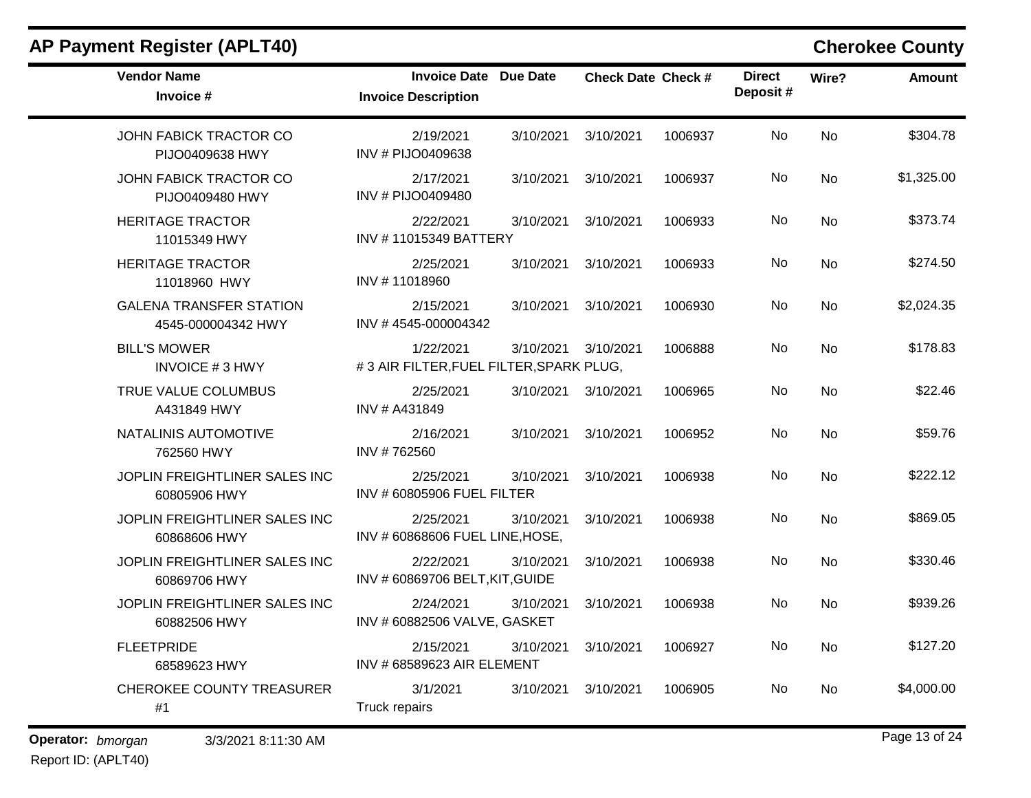# AP Payment Register (APLT40)

## Cherokee County

| Vendor Name / Invoice # | Invoice Date / Invoice Description | Due Date | Check Date | Check # | Direct Deposit # | Wire? | Amount |
|---|---|---|---|---|---|---|---|
| JOHN FABICK TRACTOR CO<br>PIJO0409638 HWY | 2/19/2021<br>INV # PIJO0409638 | 3/10/2021 | 3/10/2021 | 1006937 | No | No | $304.78 |
| JOHN FABICK TRACTOR CO<br>PIJO0409480 HWY | 2/17/2021<br>INV # PIJO0409480 | 3/10/2021 | 3/10/2021 | 1006937 | No | No | $1,325.00 |
| HERITAGE TRACTOR<br>11015349 HWY | 2/22/2021<br>INV # 11015349 BATTERY | 3/10/2021 | 3/10/2021 | 1006933 | No | No | $373.74 |
| HERITAGE TRACTOR<br>11018960 HWY | 2/25/2021<br>INV # 11018960 | 3/10/2021 | 3/10/2021 | 1006933 | No | No | $274.50 |
| GALENA TRANSFER STATION<br>4545-000004342 HWY | 2/15/2021<br>INV # 4545-000004342 | 3/10/2021 | 3/10/2021 | 1006930 | No | No | $2,024.35 |
| BILL'S MOWER<br>INVOICE # 3 HWY | 1/22/2021<br># 3 AIR FILTER,FUEL FILTER,SPARK PLUG, | 3/10/2021 | 3/10/2021 | 1006888 | No | No | $178.83 |
| TRUE VALUE COLUMBUS<br>A431849 HWY | 2/25/2021<br>INV # A431849 | 3/10/2021 | 3/10/2021 | 1006965 | No | No | $22.46 |
| NATALINIS AUTOMOTIVE<br>762560 HWY | 2/16/2021<br>INV # 762560 | 3/10/2021 | 3/10/2021 | 1006952 | No | No | $59.76 |
| JOPLIN FREIGHTLINER SALES INC<br>60805906 HWY | 2/25/2021<br>INV # 60805906 FUEL FILTER | 3/10/2021 | 3/10/2021 | 1006938 | No | No | $222.12 |
| JOPLIN FREIGHTLINER SALES INC<br>60868606 HWY | 2/25/2021<br>INV # 60868606 FUEL LINE,HOSE, | 3/10/2021 | 3/10/2021 | 1006938 | No | No | $869.05 |
| JOPLIN FREIGHTLINER SALES INC<br>60869706 HWY | 2/22/2021<br>INV # 60869706 BELT,KIT,GUIDE | 3/10/2021 | 3/10/2021 | 1006938 | No | No | $330.46 |
| JOPLIN FREIGHTLINER SALES INC<br>60882506 HWY | 2/24/2021<br>INV # 60882506 VALVE, GASKET | 3/10/2021 | 3/10/2021 | 1006938 | No | No | $939.26 |
| FLEETPRIDE<br>68589623 HWY | 2/15/2021<br>INV # 68589623 AIR ELEMENT | 3/10/2021 | 3/10/2021 | 1006927 | No | No | $127.20 |
| CHEROKEE COUNTY TREASURER<br>#1 | 3/1/2021<br>Truck repairs | 3/10/2021 | 3/10/2021 | 1006905 | No | No | $4,000.00 |

**Operator:** *bmorgan* 3/3/2021 8:11:30 AM

Report ID: (APLT40)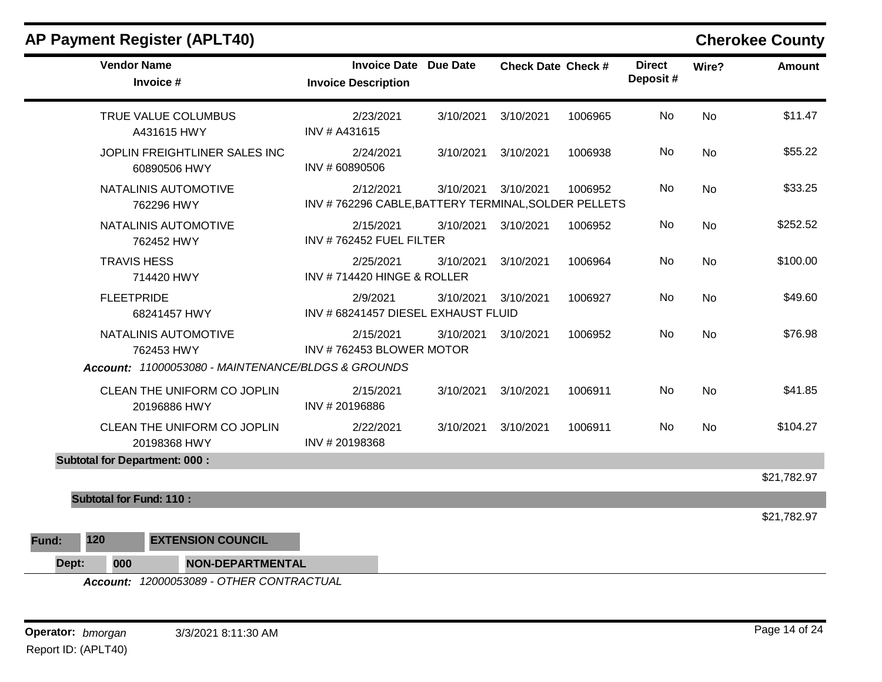## AP Payment Register (APLT40)

**Cherokee County**

| Vendor Name / Invoice # | Invoice Date / Invoice Description | Due Date | Check Date | Check # | Direct Deposit # | Wire? | Amount |
|---|---|---|---|---|---|---|---|
| TRUE VALUE COLUMBUS<br>A431615 HWY | 2/23/2021<br>INV # A431615 | 3/10/2021 | 3/10/2021 | 1006965 | No | No | $11.47 |
| JOPLIN FREIGHTLINER SALES INC<br>60890506 HWY | 2/24/2021<br>INV # 60890506 | 3/10/2021 | 3/10/2021 | 1006938 | No | No | $55.22 |
| NATALINIS AUTOMOTIVE<br>762296 HWY | 2/12/2021<br>INV # 762296 CABLE,BATTERY TERMINAL,SOLDER PELLETS | 3/10/2021 | 3/10/2021 | 1006952 | No | No | $33.25 |
| NATALINIS AUTOMOTIVE<br>762452 HWY | 2/15/2021<br>INV # 762452 FUEL FILTER | 3/10/2021 | 3/10/2021 | 1006952 | No | No | $252.52 |
| TRAVIS HESS<br>714420 HWY | 2/25/2021<br>INV # 714420 HINGE & ROLLER | 3/10/2021 | 3/10/2021 | 1006964 | No | No | $100.00 |
| FLEETPRIDE<br>68241457 HWY | 2/9/2021<br>INV # 68241457 DIESEL EXHAUST FLUID | 3/10/2021 | 3/10/2021 | 1006927 | No | No | $49.60 |
| NATALINIS AUTOMOTIVE<br>762453 HWY | 2/15/2021<br>INV # 762453 BLOWER MOTOR | 3/10/2021 | 3/10/2021 | 1006952 | No | No | $76.98 |

***Account:*** *11000053080 - MAINTENANCE/BLDGS & GROUNDS*

| Vendor Name / Invoice # | Invoice Date / Invoice Description | Due Date | Check Date | Check # | Direct Deposit # | Wire? | Amount |
|---|---|---|---|---|---|---|---|
| CLEAN THE UNIFORM CO JOPLIN<br>20196886 HWY | 2/15/2021<br>INV # 20196886 | 3/10/2021 | 3/10/2021 | 1006911 | No | No | $41.85 |
| CLEAN THE UNIFORM CO JOPLIN<br>20198368 HWY | 2/22/2021<br>INV # 20198368 | 3/10/2021 | 3/10/2021 | 1006911 | No | No | $104.27 |

**Subtotal for Department: 000 :** $21,782.97

**Subtotal for Fund: 110 :** $21,782.97

**Fund:** **120** **EXTENSION COUNCIL**

**Dept:** **000** **NON-DEPARTMENTAL**

***Account:*** *12000053089 - OTHER CONTRACTUAL*

**Operator:** *bmorgan* 3/3/2021 8:11:30 AM

Report ID: (APLT40)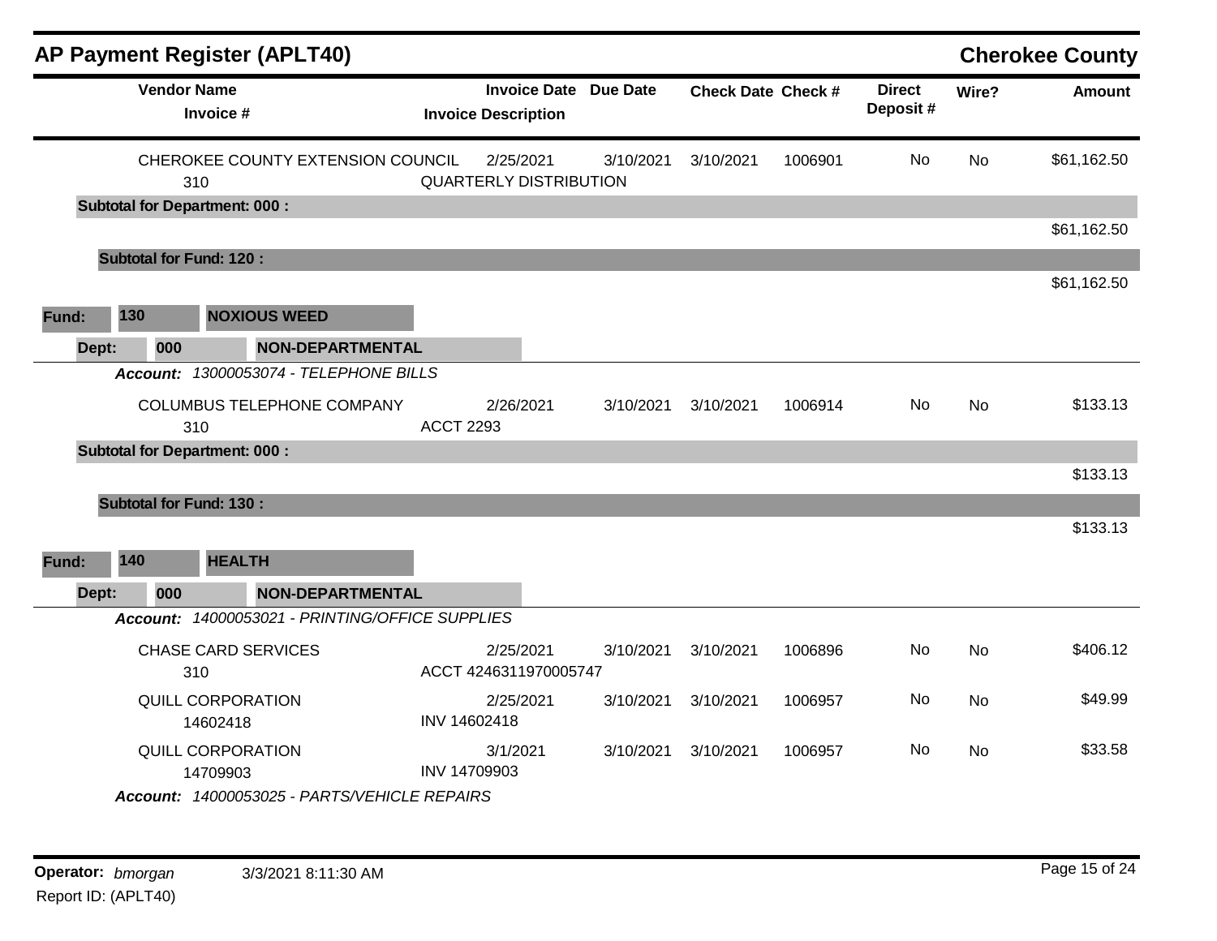## AP Payment Register (APLT40) — Cherokee County

| Vendor Name / Invoice # | Invoice Date / Invoice Description | Due Date | Check Date | Check # | Direct Deposit # | Wire? | Amount |
|---|---|---|---|---|---|---|---|
| CHEROKEE COUNTY EXTENSION COUNCIL 310 | 2/25/2021 QUARTERLY DISTRIBUTION | 3/10/2021 | 3/10/2021 | 1006901 | No | No | $61,162.50 |
| **Subtotal for Department: 000 :** | | | | | | | $61,162.50 |
| **Subtotal for Fund: 120 :** | | | | | | | $61,162.50 |

**Fund:** 130 **NOXIOUS WEED**

**Dept:** 000 **NON-DEPARTMENTAL**

***Account:*** *13000053074 - TELEPHONE BILLS*

| Vendor Name / Invoice # | Invoice Date / Invoice Description | Due Date | Check Date | Check # | Direct Deposit # | Wire? | Amount |
|---|---|---|---|---|---|---|---|
| COLUMBUS TELEPHONE COMPANY 310 | 2/26/2021 ACCT 2293 | 3/10/2021 | 3/10/2021 | 1006914 | No | No | $133.13 |
| **Subtotal for Department: 000 :** | | | | | | | $133.13 |
| **Subtotal for Fund: 130 :** | | | | | | | $133.13 |

**Fund:** 140 **HEALTH**

**Dept:** 000 **NON-DEPARTMENTAL**

***Account:*** *14000053021 - PRINTING/OFFICE SUPPLIES*

| Vendor Name / Invoice # | Invoice Date / Invoice Description | Due Date | Check Date | Check # | Direct Deposit # | Wire? | Amount |
|---|---|---|---|---|---|---|---|
| CHASE CARD SERVICES 310 | 2/25/2021 ACCT 4246311970005747 | 3/10/2021 | 3/10/2021 | 1006896 | No | No | $406.12 |
| QUILL CORPORATION 14602418 | 2/25/2021 INV 14602418 | 3/10/2021 | 3/10/2021 | 1006957 | No | No | $49.99 |
| QUILL CORPORATION 14709903 | 3/1/2021 INV 14709903 | 3/10/2021 | 3/10/2021 | 1006957 | No | No | $33.58 |

***Account:*** *14000053025 - PARTS/VEHICLE REPAIRS*

Operator: *bmorgan* 3/3/2021 8:11:30 AM

Report ID: (APLT40)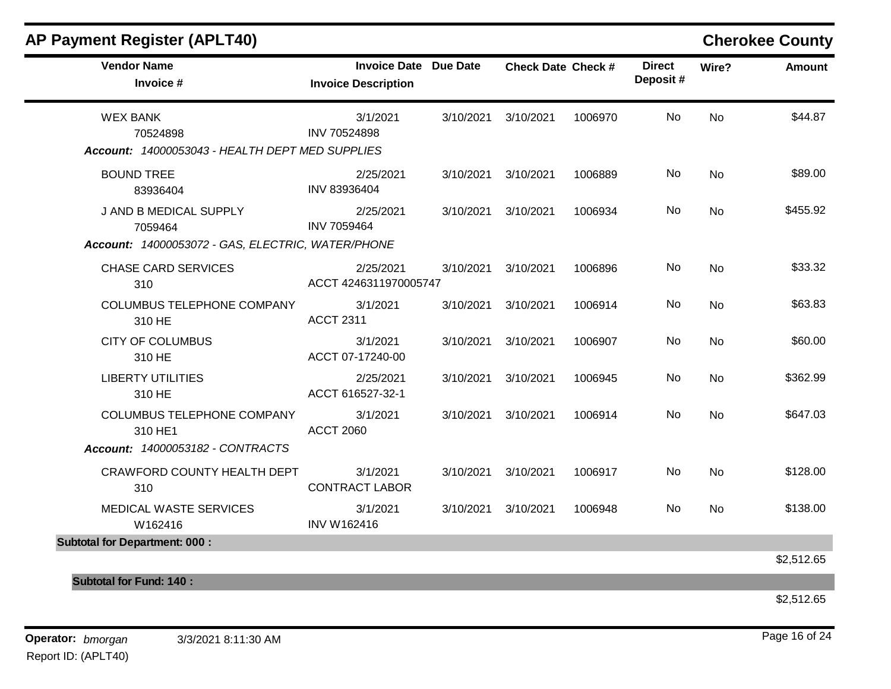## AP Payment Register (APLT40)

**Cherokee County**

| Vendor Name / Invoice # | Invoice Date / Invoice Description | Due Date | Check Date | Check # | Direct Deposit # | Wire? | Amount |
|---|---|---|---|---|---|---|---|
| WEX BANK<br>70524898 | 3/1/2021<br>INV 70524898 | 3/10/2021 | 3/10/2021 | 1006970 | No | No | $44.87 |
| ***Account: 14000053043 - HEALTH DEPT MED SUPPLIES*** | | | | | | | |
| BOUND TREE<br>83936404 | 2/25/2021<br>INV 83936404 | 3/10/2021 | 3/10/2021 | 1006889 | No | No | $89.00 |
| J AND B MEDICAL SUPPLY<br>7059464 | 2/25/2021<br>INV 7059464 | 3/10/2021 | 3/10/2021 | 1006934 | No | No | $455.92 |
| ***Account: 14000053072 - GAS, ELECTRIC, WATER/PHONE*** | | | | | | | |
| CHASE CARD SERVICES<br>310 | 2/25/2021<br>ACCT 4246311970005747 | 3/10/2021 | 3/10/2021 | 1006896 | No | No | $33.32 |
| COLUMBUS TELEPHONE COMPANY<br>310 HE | 3/1/2021<br>ACCT 2311 | 3/10/2021 | 3/10/2021 | 1006914 | No | No | $63.83 |
| CITY OF COLUMBUS<br>310 HE | 3/1/2021<br>ACCT 07-17240-00 | 3/10/2021 | 3/10/2021 | 1006907 | No | No | $60.00 |
| LIBERTY UTILITIES<br>310 HE | 2/25/2021<br>ACCT 616527-32-1 | 3/10/2021 | 3/10/2021 | 1006945 | No | No | $362.99 |
| COLUMBUS TELEPHONE COMPANY<br>310 HE1 | 3/1/2021<br>ACCT 2060 | 3/10/2021 | 3/10/2021 | 1006914 | No | No | $647.03 |
| ***Account: 14000053182 - CONTRACTS*** | | | | | | | |
| CRAWFORD COUNTY HEALTH DEPT<br>310 | 3/1/2021<br>CONTRACT LABOR | 3/10/2021 | 3/10/2021 | 1006917 | No | No | $128.00 |
| MEDICAL WASTE SERVICES<br>W162416 | 3/1/2021<br>INV W162416 | 3/10/2021 | 3/10/2021 | 1006948 | No | No | $138.00 |
| **Subtotal for Department: 000 :** | | | | | | | $2,512.65 |
| **Subtotal for Fund: 140 :** | | | | | | | $2,512.65 |

**Operator:** *bmorgan* 3/3/2021 8:11:30 AM

Report ID: (APLT40)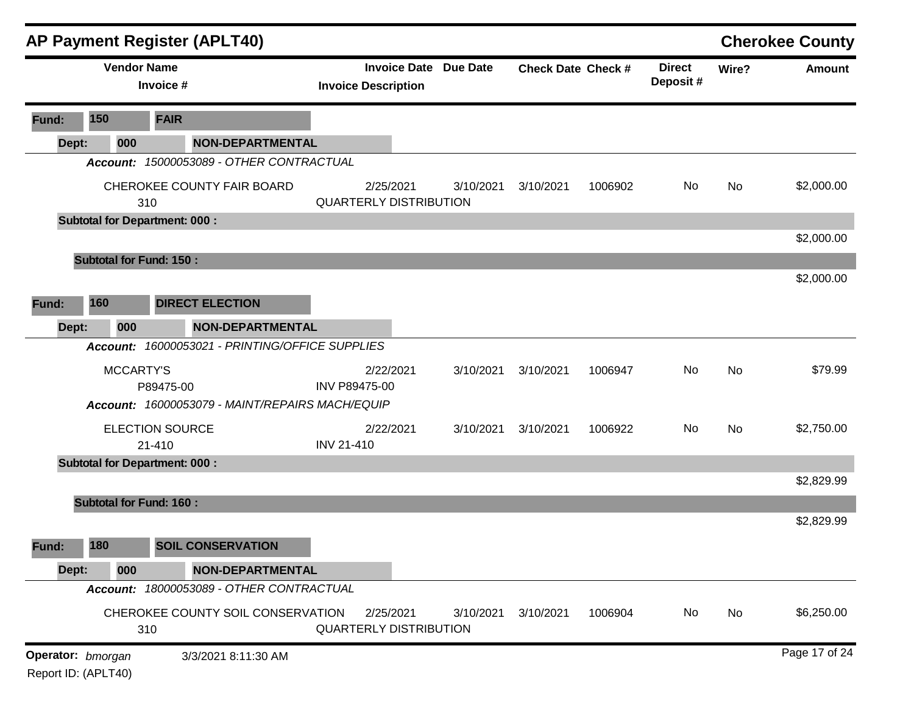## AP Payment Register (APLT40)

**Cherokee County**

| Vendor Name / Invoice # | Invoice Date / Invoice Description | Due Date | Check Date | Check # | Direct Deposit # | Wire? | Amount |
|---|---|---|---|---|---|---|---|
| **Fund: 150 FAIR** | | | | | | | |
| **Dept: 000 NON-DEPARTMENTAL** | | | | | | | |
| ***Account: 15000053089 - OTHER CONTRACTUAL*** | | | | | | | |
| CHEROKEE COUNTY FAIR BOARD<br>310 | 2/25/2021<br>QUARTERLY DISTRIBUTION | 3/10/2021 | 3/10/2021 | 1006902 | No | No | $2,000.00 |
| **Subtotal for Department: 000 :** | | | | | | | $2,000.00 |
| **Subtotal for Fund: 150 :** | | | | | | | $2,000.00 |
| **Fund: 160 DIRECT ELECTION** | | | | | | | |
| **Dept: 000 NON-DEPARTMENTAL** | | | | | | | |
| ***Account: 16000053021 - PRINTING/OFFICE SUPPLIES*** | | | | | | | |
| MCCARTY'S<br>P89475-00 | 2/22/2021<br>INV P89475-00 | 3/10/2021 | 3/10/2021 | 1006947 | No | No | $79.99 |
| ***Account: 16000053079 - MAINT/REPAIRS MACH/EQUIP*** | | | | | | | |
| ELECTION SOURCE<br>21-410 | 2/22/2021<br>INV 21-410 | 3/10/2021 | 3/10/2021 | 1006922 | No | No | $2,750.00 |
| **Subtotal for Department: 000 :** | | | | | | | $2,829.99 |
| **Subtotal for Fund: 160 :** | | | | | | | $2,829.99 |
| **Fund: 180 SOIL CONSERVATION** | | | | | | | |
| **Dept: 000 NON-DEPARTMENTAL** | | | | | | | |
| ***Account: 18000053089 - OTHER CONTRACTUAL*** | | | | | | | |
| CHEROKEE COUNTY SOIL CONSERVATION<br>310 | 2/25/2021<br>QUARTERLY DISTRIBUTION | 3/10/2021 | 3/10/2021 | 1006904 | No | No | $6,250.00 |

**Operator:** *bmorgan* 3/3/2021 8:11:30 AM

Report ID: (APLT40)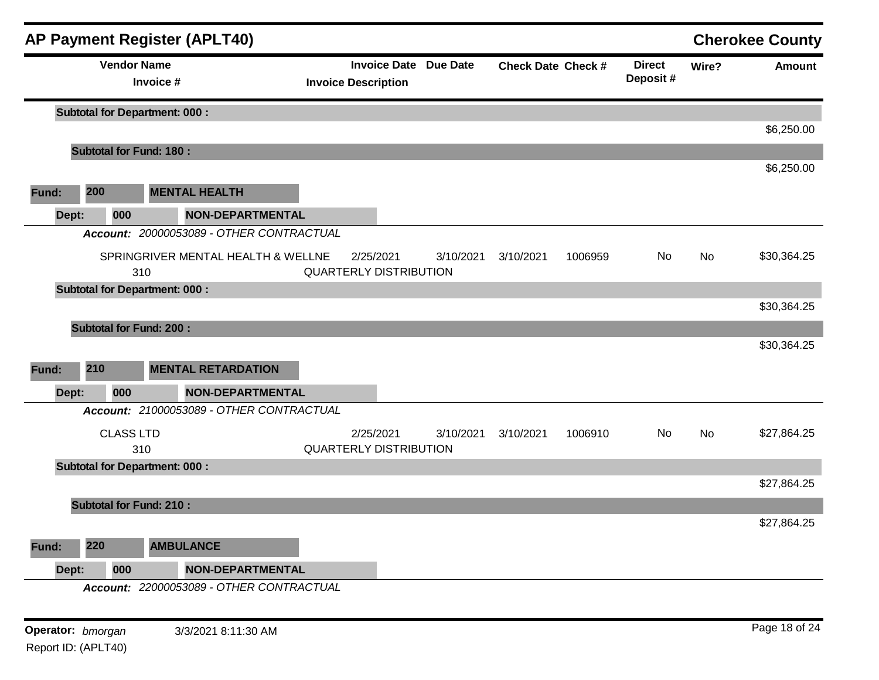## AP Payment Register (APLT40)

**Cherokee County**

| Vendor Name / Invoice # | Invoice Date / Invoice Description | Due Date | Check Date | Check # | Direct Deposit # | Wire? | Amount |
|---|---|---|---|---|---|---|---|
| **Subtotal for Department: 000 :** | | | | | | | $6,250.00 |
| **Subtotal for Fund: 180 :** | | | | | | | $6,250.00 |
| **Fund: 200 MENTAL HEALTH** | | | | | | | |
| **Dept: 000 NON-DEPARTMENTAL** | | | | | | | |
| ***Account:*** *20000053089 - OTHER CONTRACTUAL* | | | | | | | |
| SPRINGRIVER MENTAL HEALTH & WELLNE / 310 | 2/25/2021 / QUARTERLY DISTRIBUTION | 3/10/2021 | 3/10/2021 | 1006959 | No | No | $30,364.25 |
| **Subtotal for Department: 000 :** | | | | | | | $30,364.25 |
| **Subtotal for Fund: 200 :** | | | | | | | $30,364.25 |
| **Fund: 210 MENTAL RETARDATION** | | | | | | | |
| **Dept: 000 NON-DEPARTMENTAL** | | | | | | | |
| ***Account:*** *21000053089 - OTHER CONTRACTUAL* | | | | | | | |
| CLASS LTD / 310 | 2/25/2021 / QUARTERLY DISTRIBUTION | 3/10/2021 | 3/10/2021 | 1006910 | No | No | $27,864.25 |
| **Subtotal for Department: 000 :** | | | | | | | $27,864.25 |
| **Subtotal for Fund: 210 :** | | | | | | | $27,864.25 |
| **Fund: 220 AMBULANCE** | | | | | | | |
| **Dept: 000 NON-DEPARTMENTAL** | | | | | | | |
| ***Account:*** *22000053089 - OTHER CONTRACTUAL* | | | | | | | |

**Operator:** *bmorgan* 3/3/2021 8:11:30 AM

Report ID: (APLT40)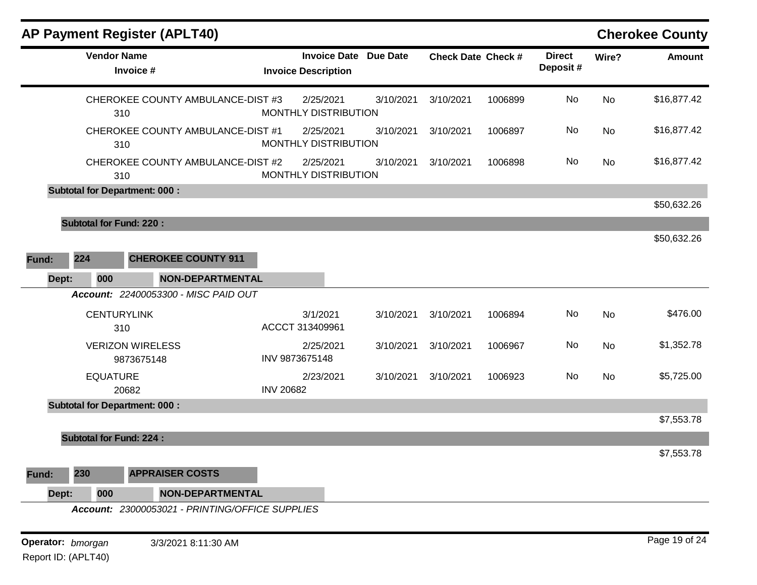## AP Payment Register (APLT40)

**Cherokee County**

| Vendor Name / Invoice # | Invoice Date / Invoice Description | Due Date | Check Date | Check # | Direct Deposit # | Wire? | Amount |
|---|---|---|---|---|---|---|---|
| CHEROKEE COUNTY AMBULANCE-DIST #3 / 310 | 2/25/2021 / MONTHLY DISTRIBUTION | 3/10/2021 | 3/10/2021 | 1006899 | No | No | $16,877.42 |
| CHEROKEE COUNTY AMBULANCE-DIST #1 / 310 | 2/25/2021 / MONTHLY DISTRIBUTION | 3/10/2021 | 3/10/2021 | 1006897 | No | No | $16,877.42 |
| CHEROKEE COUNTY AMBULANCE-DIST #2 / 310 | 2/25/2021 / MONTHLY DISTRIBUTION | 3/10/2021 | 3/10/2021 | 1006898 | No | No | $16,877.42 |

**Subtotal for Department: 000 :** $50,632.26

**Subtotal for Fund: 220 :** $50,632.26

**Fund:** 224 **CHEROKEE COUNTY 911**

**Dept:** 000 **NON-DEPARTMENTAL**

***Account:*** *22400053300 - MISC PAID OUT*

| Vendor Name / Invoice # | Invoice Date / Invoice Description | Due Date | Check Date | Check # | Direct Deposit # | Wire? | Amount |
|---|---|---|---|---|---|---|---|
| CENTURYLINK / 310 | 3/1/2021 / ACCCT 313409961 | 3/10/2021 | 3/10/2021 | 1006894 | No | No | $476.00 |
| VERIZON WIRELESS / 9873675148 | 2/25/2021 / INV 9873675148 | 3/10/2021 | 3/10/2021 | 1006967 | No | No | $1,352.78 |
| EQUATURE / 20682 | 2/23/2021 / INV 20682 | 3/10/2021 | 3/10/2021 | 1006923 | No | No | $5,725.00 |

**Subtotal for Department: 000 :** $7,553.78

**Subtotal for Fund: 224 :** $7,553.78

**Fund:** 230 **APPRAISER COSTS**

**Dept:** 000 **NON-DEPARTMENTAL**

***Account:*** *23000053021 - PRINTING/OFFICE SUPPLIES*

**Operator:** *bmorgan* 3/3/2021 8:11:30 AM

Report ID: (APLT40)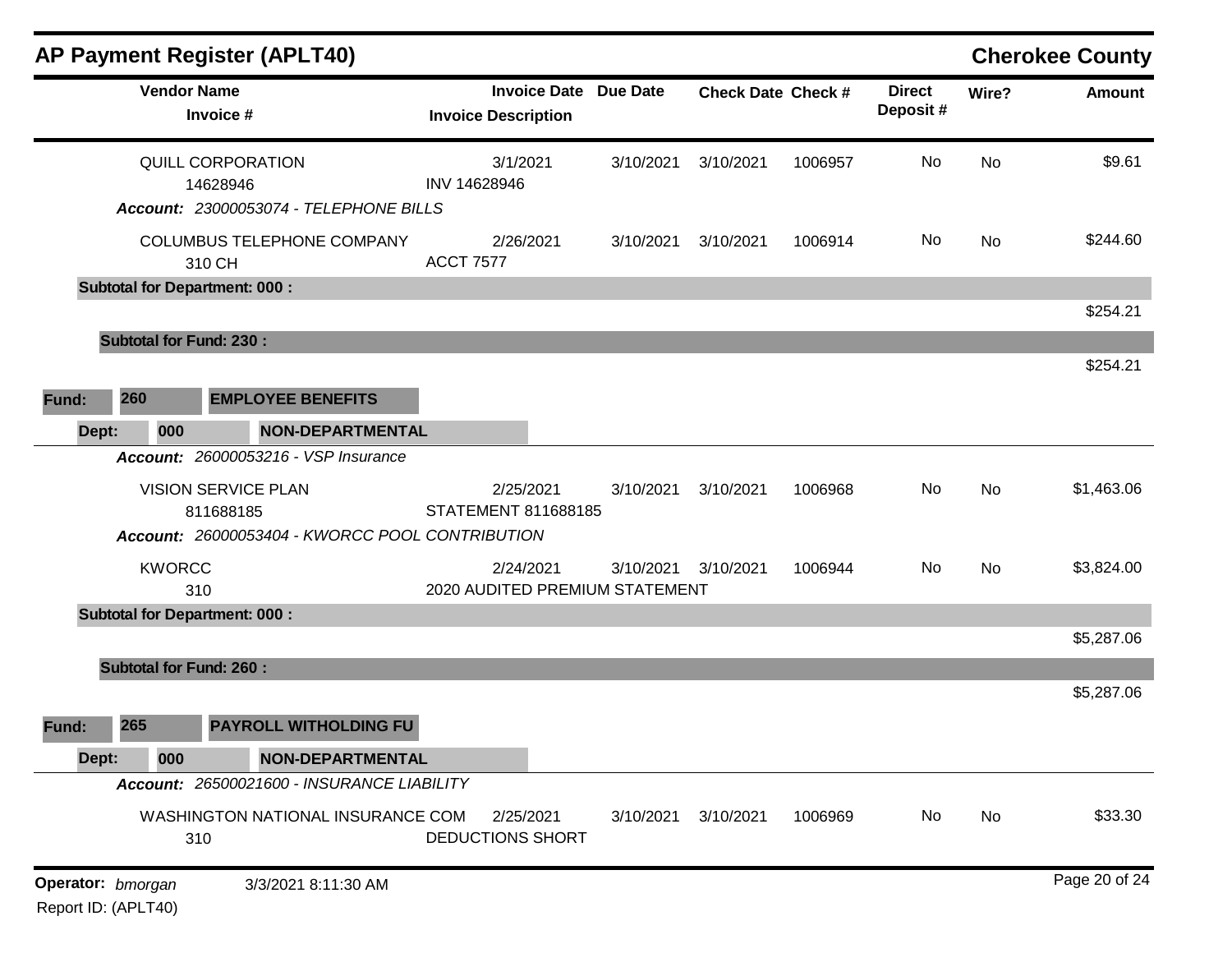## AP Payment Register (APLT40) — Cherokee County

| Vendor Name / Invoice # | Invoice Date / Invoice Description | Due Date | Check Date | Check # | Direct Deposit # | Wire? | Amount |
|---|---|---|---|---|---|---|---|
| QUILL CORPORATION<br>14628946 | 3/1/2021<br>INV 14628946 | 3/10/2021 | 3/10/2021 | 1006957 | No | No | $9.61 |

***Account:*** *23000053074 - TELEPHONE BILLS*

| Vendor Name / Invoice # | Invoice Date / Invoice Description | Due Date | Check Date | Check # | Direct Deposit # | Wire? | Amount |
|---|---|---|---|---|---|---|---|
| COLUMBUS TELEPHONE COMPANY<br>310 CH | 2/26/2021<br>ACCT 7577 | 3/10/2021 | 3/10/2021 | 1006914 | No | No | $244.60 |

**Subtotal for Department: 000 :** $254.21

**Subtotal for Fund: 230 :** $254.21

**Fund: 260 EMPLOYEE BENEFITS**

**Dept: 000 NON-DEPARTMENTAL**

***Account:*** *26000053216 - VSP Insurance*

| Vendor Name / Invoice # | Invoice Date / Invoice Description | Due Date | Check Date | Check # | Direct Deposit # | Wire? | Amount |
|---|---|---|---|---|---|---|---|
| VISION SERVICE PLAN<br>811688185 | 2/25/2021<br>STATEMENT 811688185 | 3/10/2021 | 3/10/2021 | 1006968 | No | No | $1,463.06 |

***Account:*** *26000053404 - KWORCC POOL CONTRIBUTION*

| Vendor Name / Invoice # | Invoice Date / Invoice Description | Due Date | Check Date | Check # | Direct Deposit # | Wire? | Amount |
|---|---|---|---|---|---|---|---|
| KWORCC<br>310 | 2/24/2021<br>2020 AUDITED PREMIUM STATEMENT | 3/10/2021 | 3/10/2021 | 1006944 | No | No | $3,824.00 |

**Subtotal for Department: 000 :** $5,287.06

**Subtotal for Fund: 260 :** $5,287.06

**Fund: 265 PAYROLL WITHOLDING FU**

**Dept: 000 NON-DEPARTMENTAL**

***Account:*** *26500021600 - INSURANCE LIABILITY*

| Vendor Name / Invoice # | Invoice Date / Invoice Description | Due Date | Check Date | Check # | Direct Deposit # | Wire? | Amount |
|---|---|---|---|---|---|---|---|
| WASHINGTON NATIONAL INSURANCE COM<br>310 | 2/25/2021<br>DEDUCTIONS SHORT | 3/10/2021 | 3/10/2021 | 1006969 | No | No | $33.30 |

**Operator:** *bmorgan* 3/3/2021 8:11:30 AM

Report ID: (APLT40)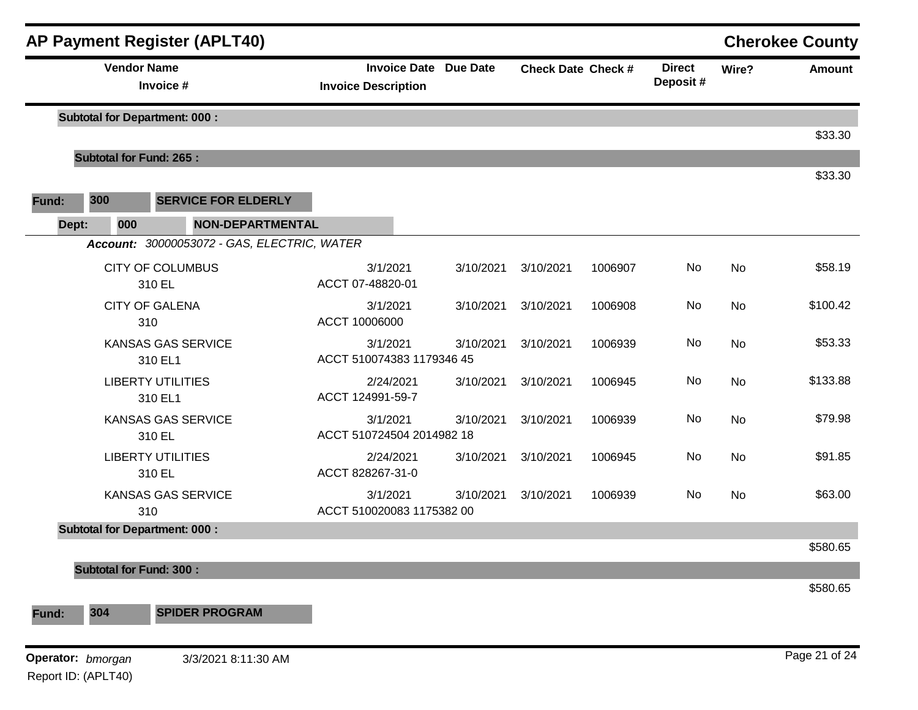## AP Payment Register (APLT40)

**Cherokee County**

| Vendor Name / Invoice # | Invoice Date / Invoice Description | Due Date | Check Date | Check # | Direct Deposit # | Wire? | Amount |
|---|---|---|---|---|---|---|---|
| **Subtotal for Department: 000 :** | | | | | | | $33.30 |
| **Subtotal for Fund: 265 :** | | | | | | | $33.30 |

**Fund: 300 SERVICE FOR ELDERLY**

**Dept: 000 NON-DEPARTMENTAL**

***Account:*** *30000053072 - GAS, ELECTRIC, WATER*

| Vendor Name / Invoice # | Invoice Date / Invoice Description | Due Date | Check Date | Check # | Direct Deposit # | Wire? | Amount |
|---|---|---|---|---|---|---|---|
| CITY OF COLUMBUS / 310 EL | 3/1/2021 / ACCT 07-48820-01 | 3/10/2021 | 3/10/2021 | 1006907 | No | No | $58.19 |
| CITY OF GALENA / 310 | 3/1/2021 / ACCT 10006000 | 3/10/2021 | 3/10/2021 | 1006908 | No | No | $100.42 |
| KANSAS GAS SERVICE / 310 EL1 | 3/1/2021 / ACCT 510074383 1179346 45 | 3/10/2021 | 3/10/2021 | 1006939 | No | No | $53.33 |
| LIBERTY UTILITIES / 310 EL1 | 2/24/2021 / ACCT 124991-59-7 | 3/10/2021 | 3/10/2021 | 1006945 | No | No | $133.88 |
| KANSAS GAS SERVICE / 310 EL | 3/1/2021 / ACCT 510724504 2014982 18 | 3/10/2021 | 3/10/2021 | 1006939 | No | No | $79.98 |
| LIBERTY UTILITIES / 310 EL | 2/24/2021 / ACCT 828267-31-0 | 3/10/2021 | 3/10/2021 | 1006945 | No | No | $91.85 |
| KANSAS GAS SERVICE / 310 | 3/1/2021 / ACCT 510020083 1175382 00 | 3/10/2021 | 3/10/2021 | 1006939 | No | No | $63.00 |
| **Subtotal for Department: 000 :** | | | | | | | $580.65 |
| **Subtotal for Fund: 300 :** | | | | | | | $580.65 |

**Fund: 304 SPIDER PROGRAM**

**Operator:** *bmorgan* 3/3/2021 8:11:30 AM

Report ID: (APLT40)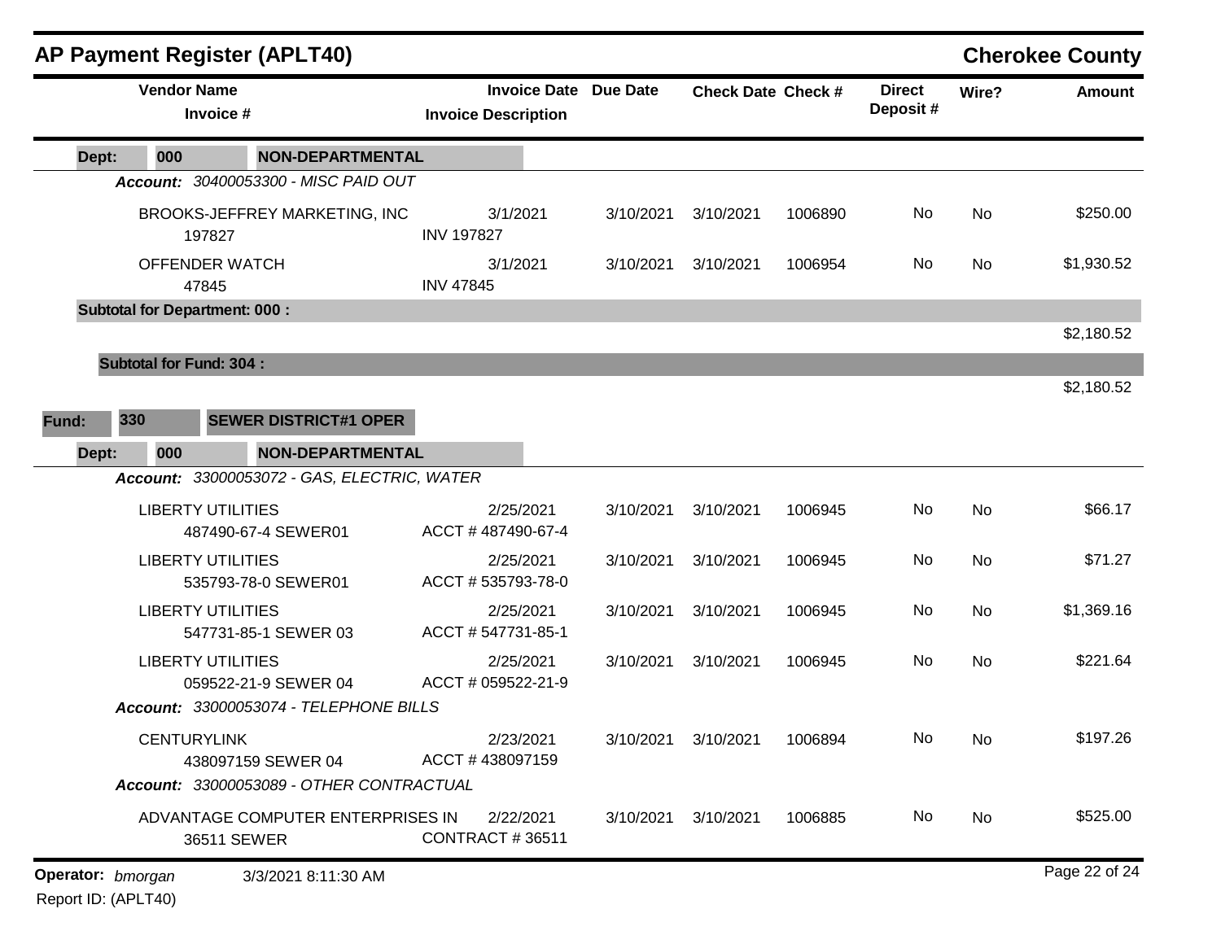## AP Payment Register (APLT40)

**Cherokee County**

| Vendor Name / Invoice # | Invoice Date / Invoice Description | Due Date | Check Date | Check # | Direct Deposit # | Wire? | Amount |
|---|---|---|---|---|---|---|---|
| **Dept: 000 NON-DEPARTMENTAL** | | | | | | | |
| ***Account: 30400053300 - MISC PAID OUT*** | | | | | | | |
| BROOKS-JEFFREY MARKETING, INC 197827 | 3/1/2021 INV 197827 | 3/10/2021 | 3/10/2021 | 1006890 | No | No | $250.00 |
| OFFENDER WATCH 47845 | 3/1/2021 INV 47845 | 3/10/2021 | 3/10/2021 | 1006954 | No | No | $1,930.52 |
| **Subtotal for Department: 000 :** | | | | | | | $2,180.52 |
| **Subtotal for Fund: 304 :** | | | | | | | $2,180.52 |
| **Fund: 330 SEWER DISTRICT#1 OPER** | | | | | | | |
| **Dept: 000 NON-DEPARTMENTAL** | | | | | | | |
| ***Account: 33000053072 - GAS, ELECTRIC, WATER*** | | | | | | | |
| LIBERTY UTILITIES 487490-67-4 SEWER01 | 2/25/2021 ACCT # 487490-67-4 | 3/10/2021 | 3/10/2021 | 1006945 | No | No | $66.17 |
| LIBERTY UTILITIES 535793-78-0 SEWER01 | 2/25/2021 ACCT # 535793-78-0 | 3/10/2021 | 3/10/2021 | 1006945 | No | No | $71.27 |
| LIBERTY UTILITIES 547731-85-1 SEWER 03 | 2/25/2021 ACCT # 547731-85-1 | 3/10/2021 | 3/10/2021 | 1006945 | No | No | $1,369.16 |
| LIBERTY UTILITIES 059522-21-9 SEWER 04 | 2/25/2021 ACCT # 059522-21-9 | 3/10/2021 | 3/10/2021 | 1006945 | No | No | $221.64 |
| ***Account: 33000053074 - TELEPHONE BILLS*** | | | | | | | |
| CENTURYLINK 438097159 SEWER 04 | 2/23/2021 ACCT # 438097159 | 3/10/2021 | 3/10/2021 | 1006894 | No | No | $197.26 |
| ***Account: 33000053089 - OTHER CONTRACTUAL*** | | | | | | | |
| ADVANTAGE COMPUTER ENTERPRISES IN 36511 SEWER | 2/22/2021 CONTRACT # 36511 | 3/10/2021 | 3/10/2021 | 1006885 | No | No | $525.00 |

Operator: *bmorgan* 3/3/2021 8:11:30 AM
Report ID: (APLT40)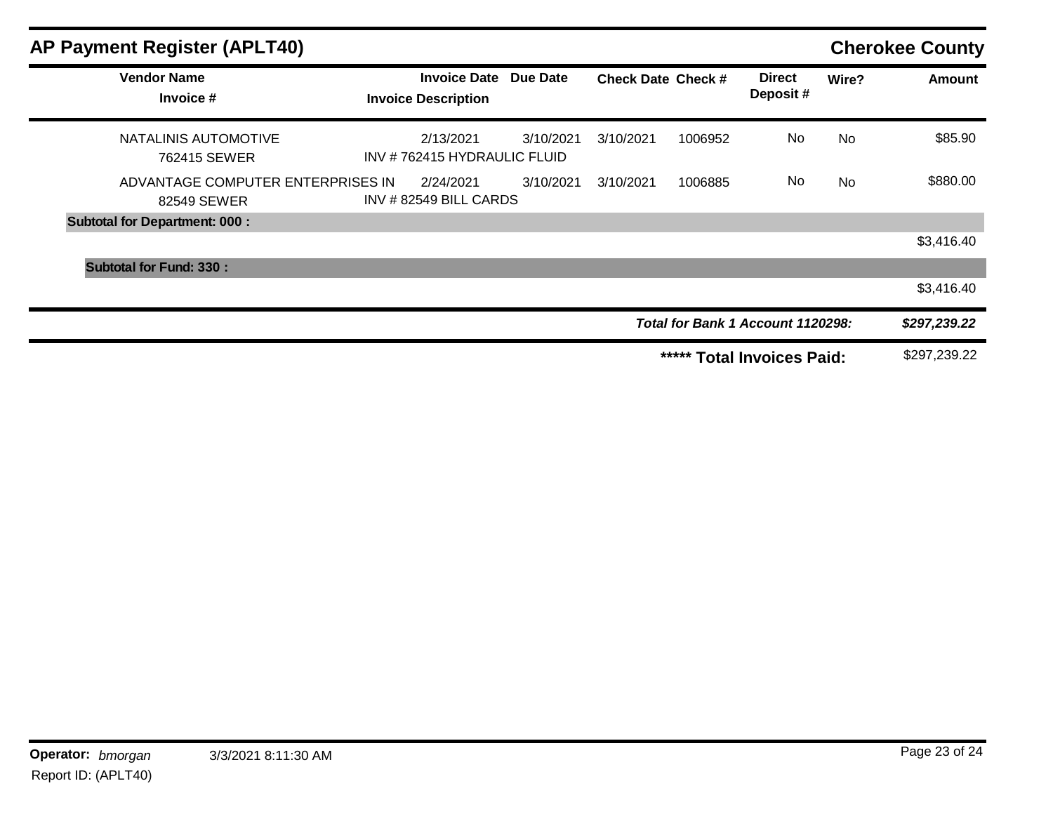## AP Payment Register (APLT40) — Cherokee County

| Vendor Name / Invoice # | Invoice Date / Invoice Description | Due Date | Check Date | Check # | Direct Deposit # | Wire? | Amount |
|---|---|---|---|---|---|---|---|
| NATALINIS AUTOMOTIVE<br>762415 SEWER | 2/13/2021<br>INV # 762415 HYDRAULIC FLUID | 3/10/2021 | 3/10/2021 | 1006952 | No | No | $85.90 |
| ADVANTAGE COMPUTER ENTERPRISES IN<br>82549 SEWER | 2/24/2021<br>INV # 82549 BILL CARDS | 3/10/2021 | 3/10/2021 | 1006885 | No | No | $880.00 |
| **Subtotal for Department: 000 :** | | | | | | | $3,416.40 |
| **Subtotal for Fund: 330 :** | | | | | | | $3,416.40 |
| | | | | | ***Total for Bank 1 Account 1120298:*** | | ***$297,239.22*** |
| | | | | | **\*\*\*\*\* Total Invoices Paid:** | | $297,239.22 |

**Operator:** *bmorgan* 3/3/2021 8:11:30 AM

Report ID: (APLT40)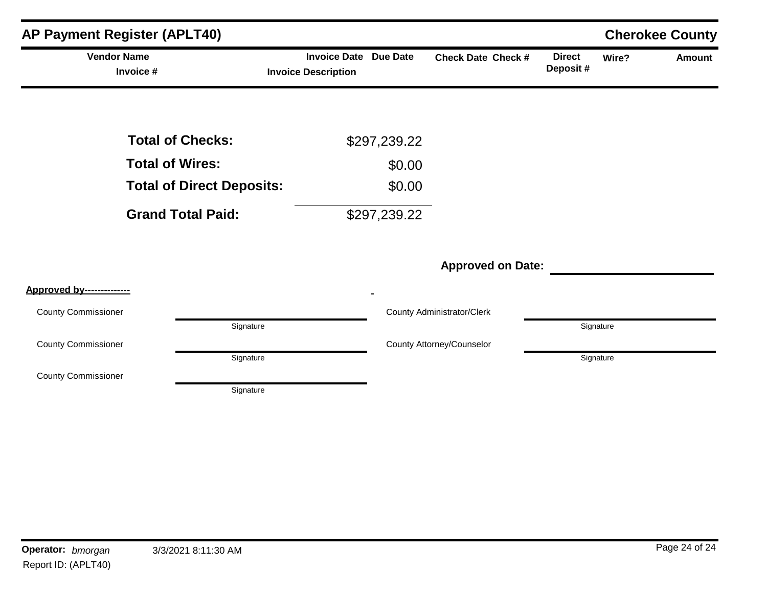## AP Payment Register (APLT40)

**Cherokee County**

| Vendor Name / Invoice # | Invoice Date / Invoice Description | Due Date | Check Date | Check # | Direct Deposit # | Wire? | Amount |
|---|---|---|---|---|---|---|---|

| | |
|---|---|
| **Total of Checks:** | $297,239.22 |
| **Total of Wires:** | $0.00 |
| **Total of Direct Deposits:** | $0.00 |
| **Grand Total Paid:** | $297,239.22 |

**Approved on Date:** ____________________

**Approved by-------------**

County Commissioner ____________________
Signature

County Administrator/Clerk ____________________
Signature

County Commissioner ____________________
Signature

County Attorney/Counselor ____________________
Signature

County Commissioner ____________________
Signature

**Operator:** *bmorgan* 3/3/2021 8:11:30 AM
Report ID: (APLT40)